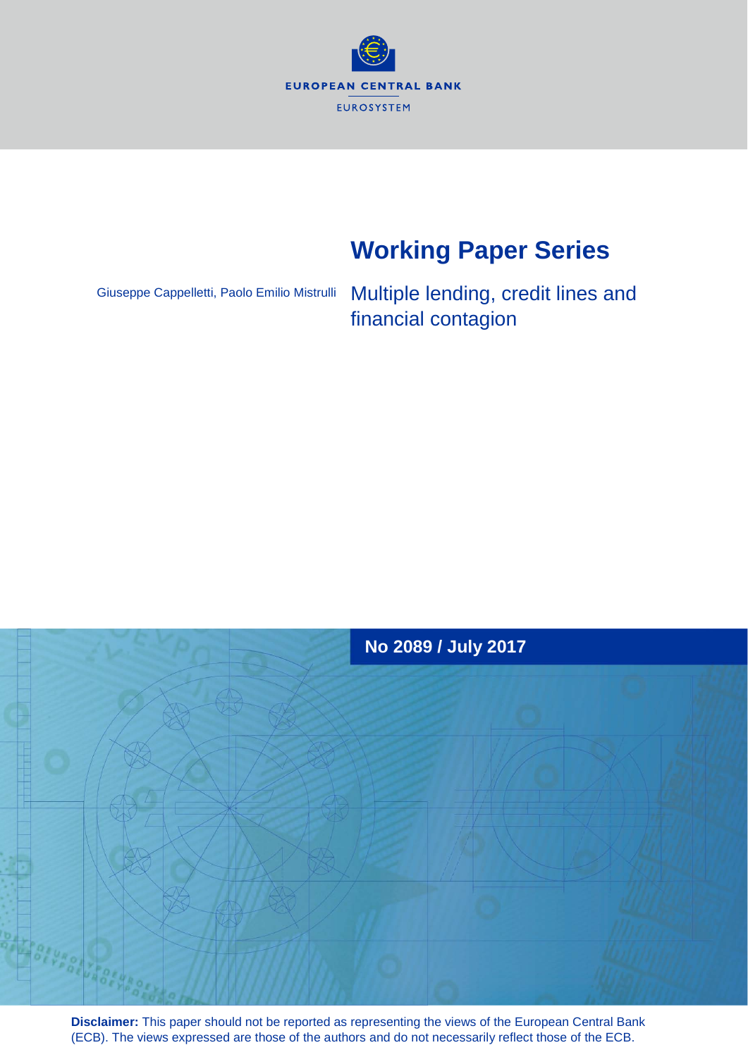EUROPEAN CENTRAL BANK

EUROSYSTEM

# Working Paper Series

Giuseppe Cappelletti, Paolo Emilio Mistrulli

## Multiple lending, credit lines and financial contagion

**No 2089 / July 2017**

**Disclaimer:** This paper should not be reported as representing the views of the European Central Bank (ECB). The views expressed are those of the authors and do not necessarily reflect those of the ECB.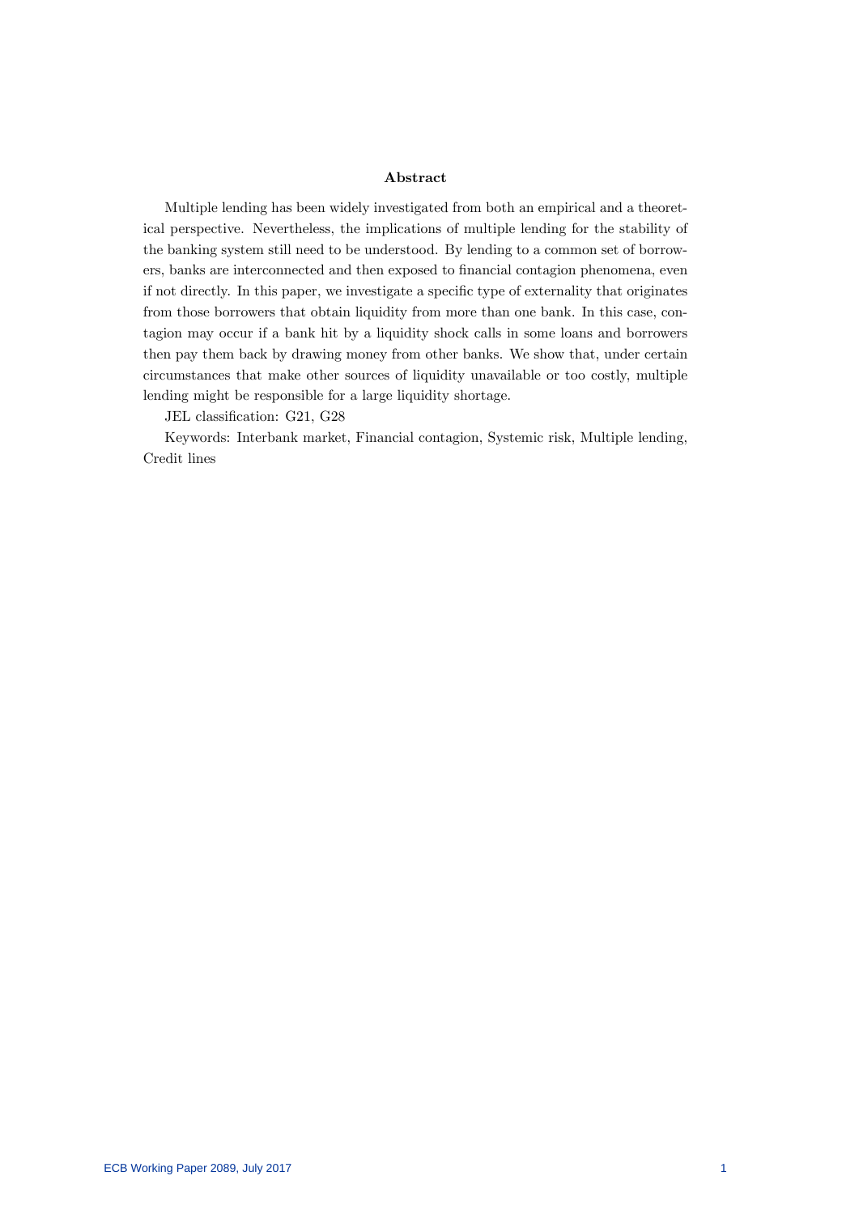### Abstract

Multiple lending has been widely investigated from both an empirical and a theoretical perspective. Nevertheless, the implications of multiple lending for the stability of the banking system still need to be understood. By lending to a common set of borrowers, banks are interconnected and then exposed to financial contagion phenomena, even if not directly. In this paper, we investigate a specific type of externality that originates from those borrowers that obtain liquidity from more than one bank. In this case, contagion may occur if a bank hit by a liquidity shock calls in some loans and borrowers then pay them back by drawing money from other banks. We show that, under certain circumstances that make other sources of liquidity unavailable or too costly, multiple lending might be responsible for a large liquidity shortage.

JEL classification: G21, G28

Keywords: Interbank market, Financial contagion, Systemic risk, Multiple lending, Credit lines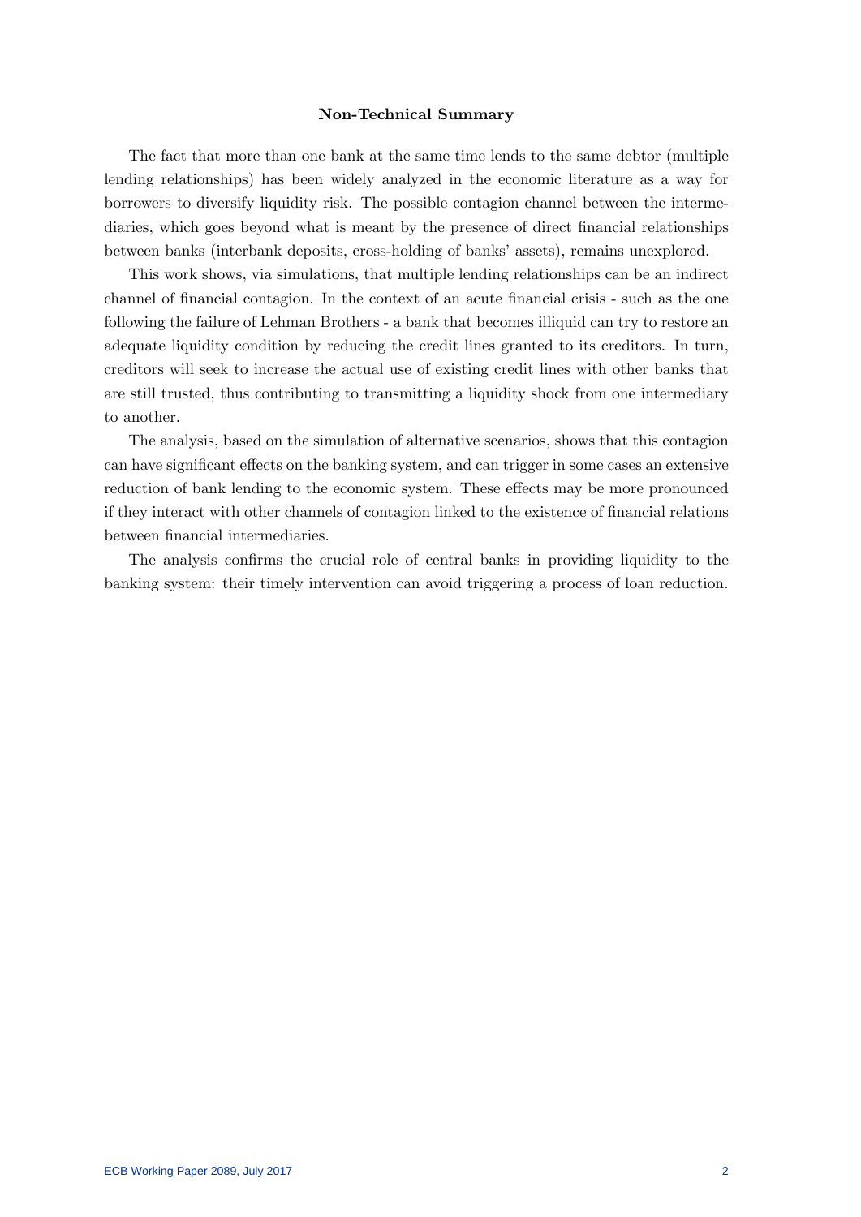## Non-Technical Summary

The fact that more than one bank at the same time lends to the same debtor (multiple lending relationships) has been widely analyzed in the economic literature as a way for borrowers to diversify liquidity risk. The possible contagion channel between the intermediaries, which goes beyond what is meant by the presence of direct financial relationships between banks (interbank deposits, cross-holding of banks' assets), remains unexplored.

This work shows, via simulations, that multiple lending relationships can be an indirect channel of financial contagion. In the context of an acute financial crisis - such as the one following the failure of Lehman Brothers - a bank that becomes illiquid can try to restore an adequate liquidity condition by reducing the credit lines granted to its creditors. In turn, creditors will seek to increase the actual use of existing credit lines with other banks that are still trusted, thus contributing to transmitting a liquidity shock from one intermediary to another.

The analysis, based on the simulation of alternative scenarios, shows that this contagion can have significant effects on the banking system, and can trigger in some cases an extensive reduction of bank lending to the economic system. These effects may be more pronounced if they interact with other channels of contagion linked to the existence of financial relations between financial intermediaries.

The analysis confirms the crucial role of central banks in providing liquidity to the banking system: their timely intervention can avoid triggering a process of loan reduction.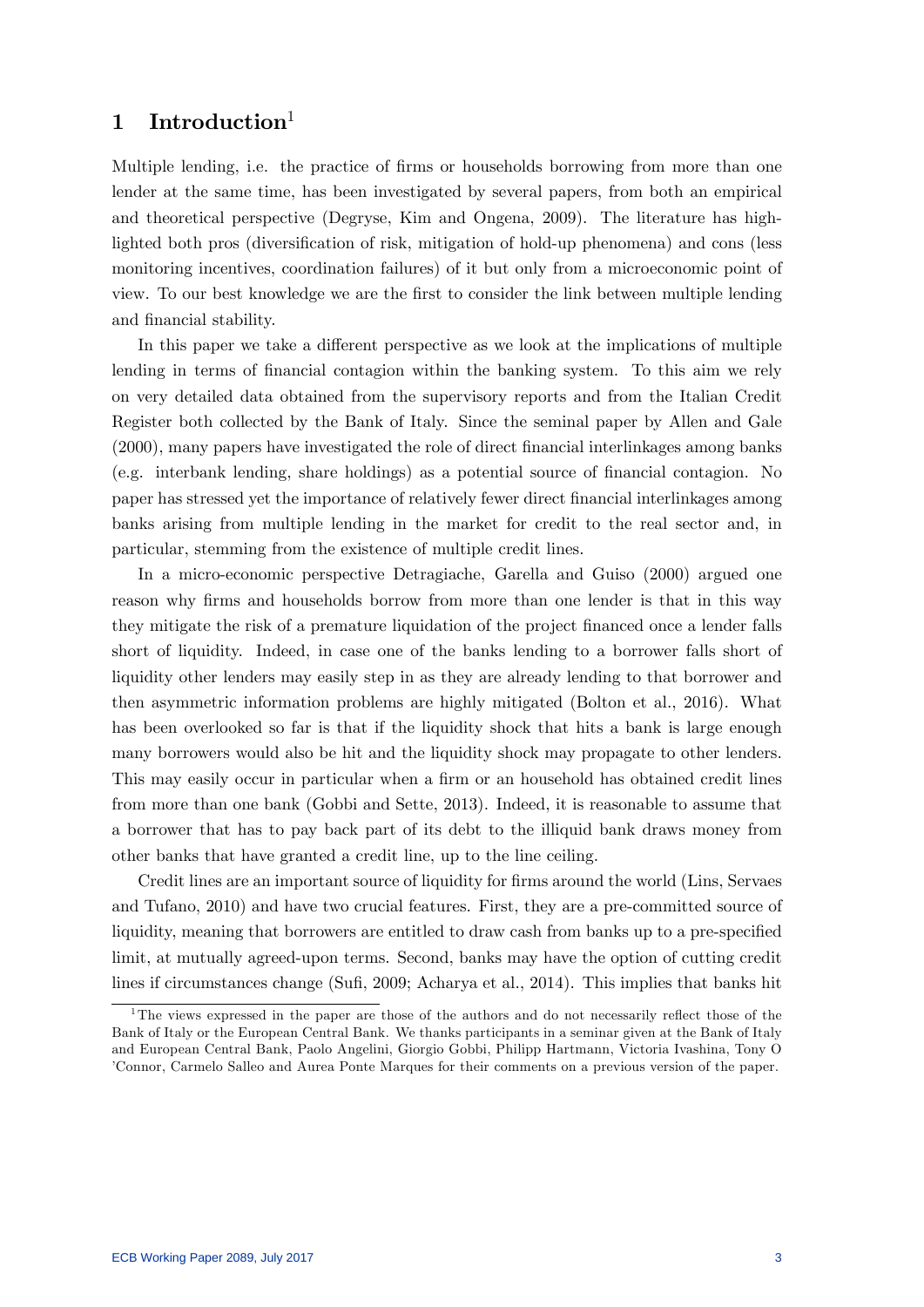# 1 Introduction[1]

Multiple lending, i.e. the practice of firms or households borrowing from more than one lender at the same time, has been investigated by several papers, from both an empirical and theoretical perspective (Degryse, Kim and Ongena, 2009). The literature has highlighted both pros (diversification of risk, mitigation of hold-up phenomena) and cons (less monitoring incentives, coordination failures) of it but only from a microeconomic point of view. To our best knowledge we are the first to consider the link between multiple lending and financial stability.

In this paper we take a different perspective as we look at the implications of multiple lending in terms of financial contagion within the banking system. To this aim we rely on very detailed data obtained from the supervisory reports and from the Italian Credit Register both collected by the Bank of Italy. Since the seminal paper by Allen and Gale (2000), many papers have investigated the role of direct financial interlinkages among banks (e.g. interbank lending, share holdings) as a potential source of financial contagion. No paper has stressed yet the importance of relatively fewer direct financial interlinkages among banks arising from multiple lending in the market for credit to the real sector and, in particular, stemming from the existence of multiple credit lines.

In a micro-economic perspective Detragiache, Garella and Guiso (2000) argued one reason why firms and households borrow from more than one lender is that in this way they mitigate the risk of a premature liquidation of the project financed once a lender falls short of liquidity. Indeed, in case one of the banks lending to a borrower falls short of liquidity other lenders may easily step in as they are already lending to that borrower and then asymmetric information problems are highly mitigated (Bolton et al., 2016). What has been overlooked so far is that if the liquidity shock that hits a bank is large enough many borrowers would also be hit and the liquidity shock may propagate to other lenders. This may easily occur in particular when a firm or an household has obtained credit lines from more than one bank (Gobbi and Sette, 2013). Indeed, it is reasonable to assume that a borrower that has to pay back part of its debt to the illiquid bank draws money from other banks that have granted a credit line, up to the line ceiling.

Credit lines are an important source of liquidity for firms around the world (Lins, Servaes and Tufano, 2010) and have two crucial features. First, they are a pre-committed source of liquidity, meaning that borrowers are entitled to draw cash from banks up to a pre-specified limit, at mutually agreed-upon terms. Second, banks may have the option of cutting credit lines if circumstances change (Sufi, 2009; Acharya et al., 2014). This implies that banks hit

[1] The views expressed in the paper are those of the authors and do not necessarily reflect those of the Bank of Italy or the European Central Bank. We thanks participants in a seminar given at the Bank of Italy and European Central Bank, Paolo Angelini, Giorgio Gobbi, Philipp Hartmann, Victoria Ivashina, Tony O 'Connor, Carmelo Salleo and Aurea Ponte Marques for their comments on a previous version of the paper.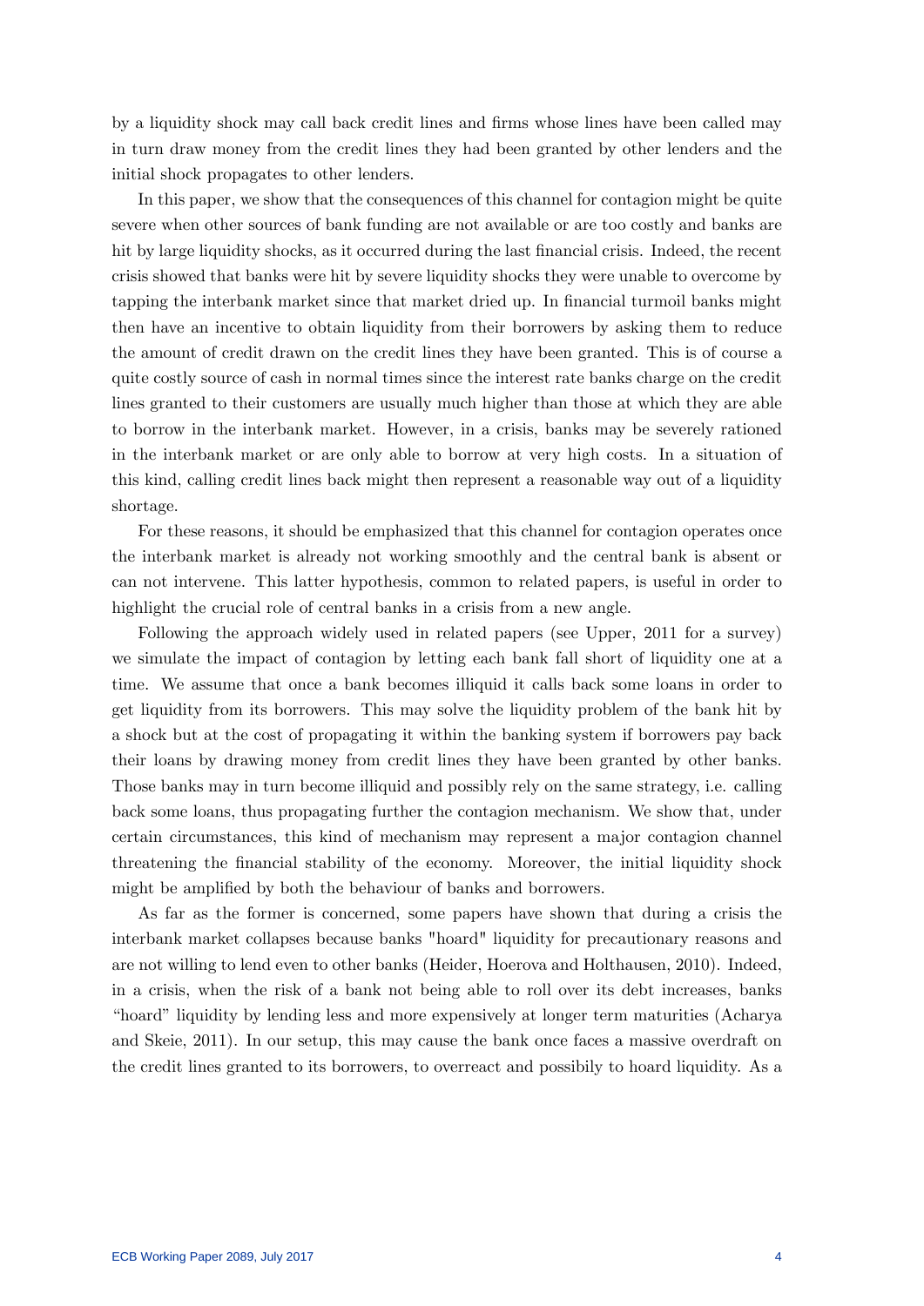by a liquidity shock may call back credit lines and firms whose lines have been called may in turn draw money from the credit lines they had been granted by other lenders and the initial shock propagates to other lenders.

In this paper, we show that the consequences of this channel for contagion might be quite severe when other sources of bank funding are not available or are too costly and banks are hit by large liquidity shocks, as it occurred during the last financial crisis. Indeed, the recent crisis showed that banks were hit by severe liquidity shocks they were unable to overcome by tapping the interbank market since that market dried up. In financial turmoil banks might then have an incentive to obtain liquidity from their borrowers by asking them to reduce the amount of credit drawn on the credit lines they have been granted. This is of course a quite costly source of cash in normal times since the interest rate banks charge on the credit lines granted to their customers are usually much higher than those at which they are able to borrow in the interbank market. However, in a crisis, banks may be severely rationed in the interbank market or are only able to borrow at very high costs. In a situation of this kind, calling credit lines back might then represent a reasonable way out of a liquidity shortage.

For these reasons, it should be emphasized that this channel for contagion operates once the interbank market is already not working smoothly and the central bank is absent or can not intervene. This latter hypothesis, common to related papers, is useful in order to highlight the crucial role of central banks in a crisis from a new angle.

Following the approach widely used in related papers (see Upper, 2011 for a survey) we simulate the impact of contagion by letting each bank fall short of liquidity one at a time. We assume that once a bank becomes illiquid it calls back some loans in order to get liquidity from its borrowers. This may solve the liquidity problem of the bank hit by a shock but at the cost of propagating it within the banking system if borrowers pay back their loans by drawing money from credit lines they have been granted by other banks. Those banks may in turn become illiquid and possibly rely on the same strategy, i.e. calling back some loans, thus propagating further the contagion mechanism. We show that, under certain circumstances, this kind of mechanism may represent a major contagion channel threatening the financial stability of the economy. Moreover, the initial liquidity shock might be amplified by both the behaviour of banks and borrowers.

As far as the former is concerned, some papers have shown that during a crisis the interbank market collapses because banks "hoard" liquidity for precautionary reasons and are not willing to lend even to other banks (Heider, Hoerova and Holthausen, 2010). Indeed, in a crisis, when the risk of a bank not being able to roll over its debt increases, banks "hoard" liquidity by lending less and more expensively at longer term maturities (Acharya and Skeie, 2011). In our setup, this may cause the bank once faces a massive overdraft on the credit lines granted to its borrowers, to overreact and possibily to hoard liquidity. As a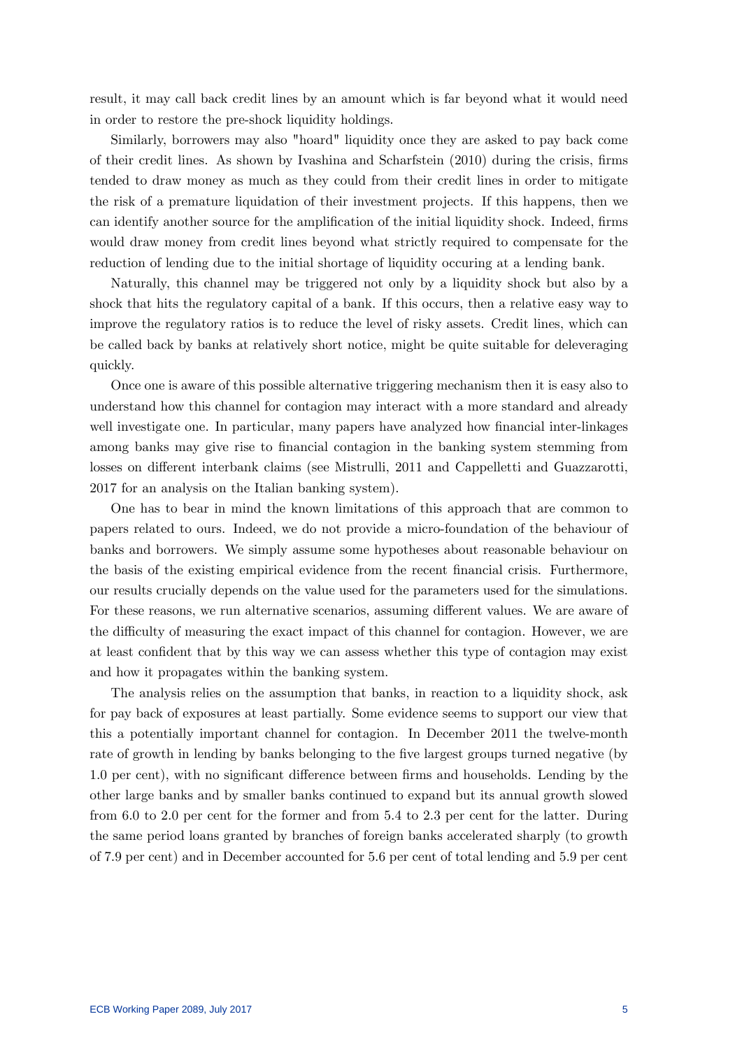result, it may call back credit lines by an amount which is far beyond what it would need in order to restore the pre-shock liquidity holdings.

Similarly, borrowers may also "hoard" liquidity once they are asked to pay back come of their credit lines. As shown by Ivashina and Scharfstein (2010) during the crisis, firms tended to draw money as much as they could from their credit lines in order to mitigate the risk of a premature liquidation of their investment projects. If this happens, then we can identify another source for the amplification of the initial liquidity shock. Indeed, firms would draw money from credit lines beyond what strictly required to compensate for the reduction of lending due to the initial shortage of liquidity occuring at a lending bank.

Naturally, this channel may be triggered not only by a liquidity shock but also by a shock that hits the regulatory capital of a bank. If this occurs, then a relative easy way to improve the regulatory ratios is to reduce the level of risky assets. Credit lines, which can be called back by banks at relatively short notice, might be quite suitable for deleveraging quickly.

Once one is aware of this possible alternative triggering mechanism then it is easy also to understand how this channel for contagion may interact with a more standard and already well investigate one. In particular, many papers have analyzed how financial inter-linkages among banks may give rise to financial contagion in the banking system stemming from losses on different interbank claims (see Mistrulli, 2011 and Cappelletti and Guazzarotti, 2017 for an analysis on the Italian banking system).

One has to bear in mind the known limitations of this approach that are common to papers related to ours. Indeed, we do not provide a micro-foundation of the behaviour of banks and borrowers. We simply assume some hypotheses about reasonable behaviour on the basis of the existing empirical evidence from the recent financial crisis. Furthermore, our results crucially depends on the value used for the parameters used for the simulations. For these reasons, we run alternative scenarios, assuming different values. We are aware of the difficulty of measuring the exact impact of this channel for contagion. However, we are at least confident that by this way we can assess whether this type of contagion may exist and how it propagates within the banking system.

The analysis relies on the assumption that banks, in reaction to a liquidity shock, ask for pay back of exposures at least partially. Some evidence seems to support our view that this a potentially important channel for contagion. In December 2011 the twelve-month rate of growth in lending by banks belonging to the five largest groups turned negative (by 1.0 per cent), with no significant difference between firms and households. Lending by the other large banks and by smaller banks continued to expand but its annual growth slowed from 6.0 to 2.0 per cent for the former and from 5.4 to 2.3 per cent for the latter. During the same period loans granted by branches of foreign banks accelerated sharply (to growth of 7.9 per cent) and in December accounted for 5.6 per cent of total lending and 5.9 per cent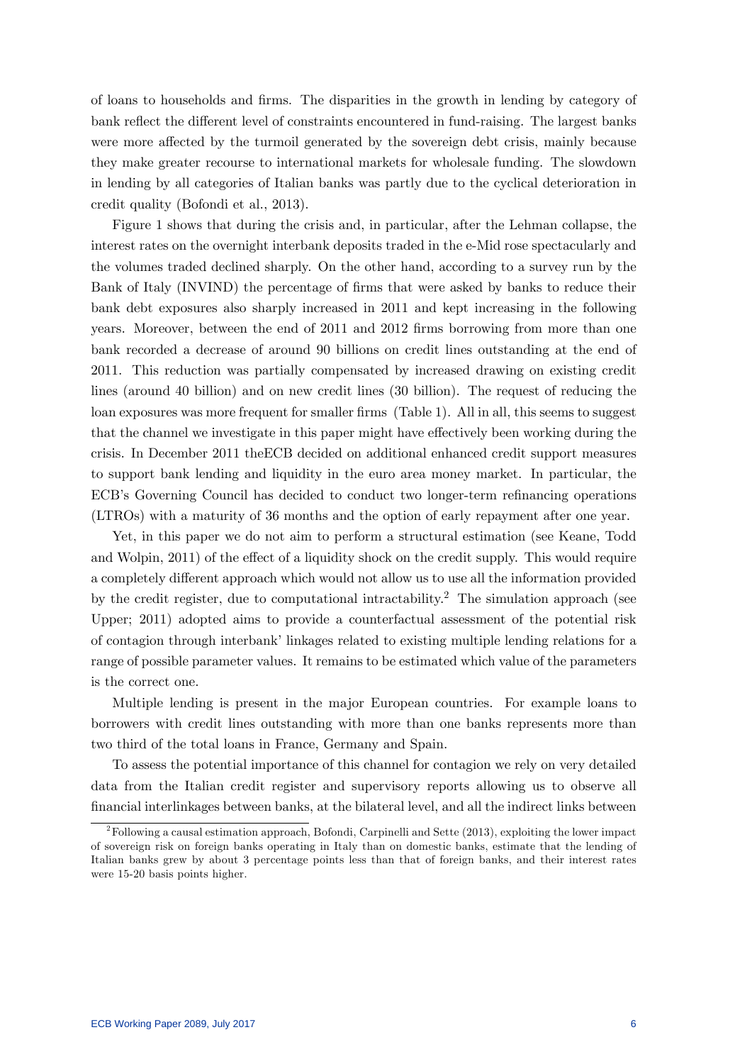of loans to households and firms. The disparities in the growth in lending by category of bank reflect the different level of constraints encountered in fund-raising. The largest banks were more affected by the turmoil generated by the sovereign debt crisis, mainly because they make greater recourse to international markets for wholesale funding. The slowdown in lending by all categories of Italian banks was partly due to the cyclical deterioration in credit quality (Bofondi et al., 2013).

Figure 1 shows that during the crisis and, in particular, after the Lehman collapse, the interest rates on the overnight interbank deposits traded in the e-Mid rose spectacularly and the volumes traded declined sharply. On the other hand, according to a survey run by the Bank of Italy (INVIND) the percentage of firms that were asked by banks to reduce their bank debt exposures also sharply increased in 2011 and kept increasing in the following years. Moreover, between the end of 2011 and 2012 firms borrowing from more than one bank recorded a decrease of around 90 billions on credit lines outstanding at the end of 2011. This reduction was partially compensated by increased drawing on existing credit lines (around 40 billion) and on new credit lines (30 billion). The request of reducing the loan exposures was more frequent for smaller firms (Table 1). All in all, this seems to suggest that the channel we investigate in this paper might have effectively been working during the crisis. In December 2011 theECB decided on additional enhanced credit support measures to support bank lending and liquidity in the euro area money market. In particular, the ECB's Governing Council has decided to conduct two longer-term refinancing operations (LTROs) with a maturity of 36 months and the option of early repayment after one year.

Yet, in this paper we do not aim to perform a structural estimation (see Keane, Todd and Wolpin, 2011) of the effect of a liquidity shock on the credit supply. This would require a completely different approach which would not allow us to use all the information provided by the credit register, due to computational intractability.[2] The simulation approach (see Upper; 2011) adopted aims to provide a counterfactual assessment of the potential risk of contagion through interbank' linkages related to existing multiple lending relations for a range of possible parameter values. It remains to be estimated which value of the parameters is the correct one.

Multiple lending is present in the major European countries. For example loans to borrowers with credit lines outstanding with more than one banks represents more than two third of the total loans in France, Germany and Spain.

To assess the potential importance of this channel for contagion we rely on very detailed data from the Italian credit register and supervisory reports allowing us to observe all financial interlinkages between banks, at the bilateral level, and all the indirect links between

[2] Following a causal estimation approach, Bofondi, Carpinelli and Sette (2013), exploiting the lower impact of sovereign risk on foreign banks operating in Italy than on domestic banks, estimate that the lending of Italian banks grew by about 3 percentage points less than that of foreign banks, and their interest rates were 15-20 basis points higher.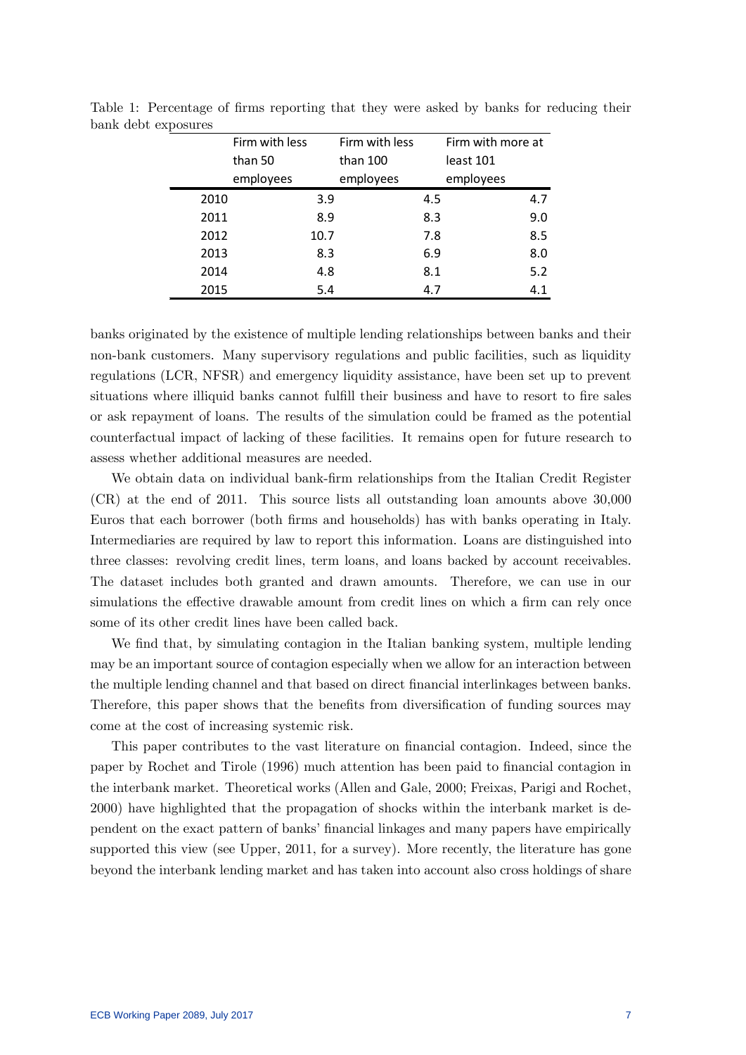Table 1: Percentage of firms reporting that they were asked by banks for reducing their bank debt exposures

| | Firm with less than 50 employees | Firm with less than 100 employees | Firm with more at least 101 employees |
|---|---|---|---|
| 2010 | 3.9 | 4.5 | 4.7 |
| 2011 | 8.9 | 8.3 | 9.0 |
| 2012 | 10.7 | 7.8 | 8.5 |
| 2013 | 8.3 | 6.9 | 8.0 |
| 2014 | 4.8 | 8.1 | 5.2 |
| 2015 | 5.4 | 4.7 | 4.1 |

banks originated by the existence of multiple lending relationships between banks and their non-bank customers. Many supervisory regulations and public facilities, such as liquidity regulations (LCR, NFSR) and emergency liquidity assistance, have been set up to prevent situations where illiquid banks cannot fulfill their business and have to resort to fire sales or ask repayment of loans. The results of the simulation could be framed as the potential counterfactual impact of lacking of these facilities. It remains open for future research to assess whether additional measures are needed.

We obtain data on individual bank-firm relationships from the Italian Credit Register (CR) at the end of 2011. This source lists all outstanding loan amounts above 30,000 Euros that each borrower (both firms and households) has with banks operating in Italy. Intermediaries are required by law to report this information. Loans are distinguished into three classes: revolving credit lines, term loans, and loans backed by account receivables. The dataset includes both granted and drawn amounts. Therefore, we can use in our simulations the effective drawable amount from credit lines on which a firm can rely once some of its other credit lines have been called back.

We find that, by simulating contagion in the Italian banking system, multiple lending may be an important source of contagion especially when we allow for an interaction between the multiple lending channel and that based on direct financial interlinkages between banks. Therefore, this paper shows that the benefits from diversification of funding sources may come at the cost of increasing systemic risk.

This paper contributes to the vast literature on financial contagion. Indeed, since the paper by Rochet and Tirole (1996) much attention has been paid to financial contagion in the interbank market. Theoretical works (Allen and Gale, 2000; Freixas, Parigi and Rochet, 2000) have highlighted that the propagation of shocks within the interbank market is dependent on the exact pattern of banks' financial linkages and many papers have empirically supported this view (see Upper, 2011, for a survey). More recently, the literature has gone beyond the interbank lending market and has taken into account also cross holdings of share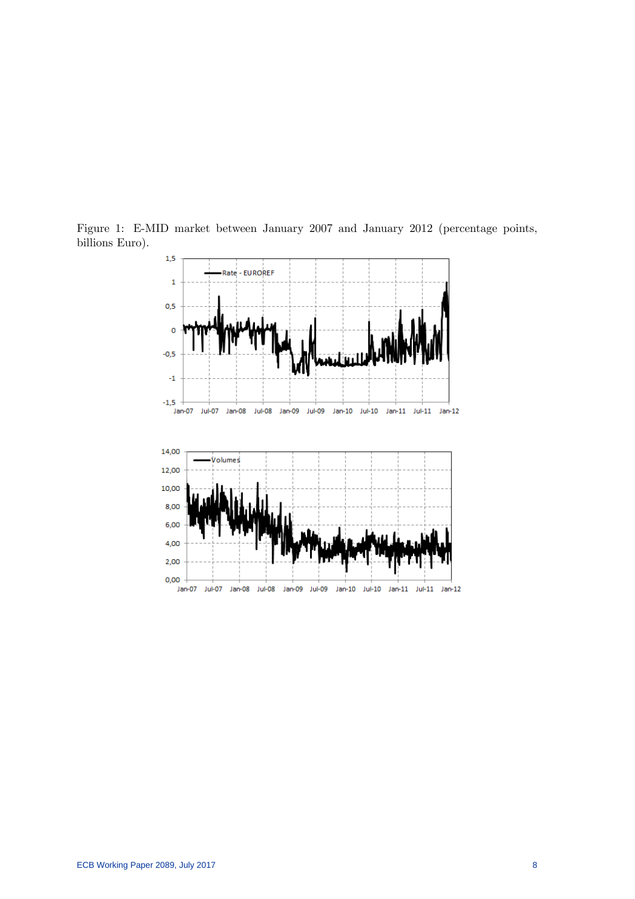Figure 1: E-MID market between January 2007 and January 2012 (percentage points, billions Euro).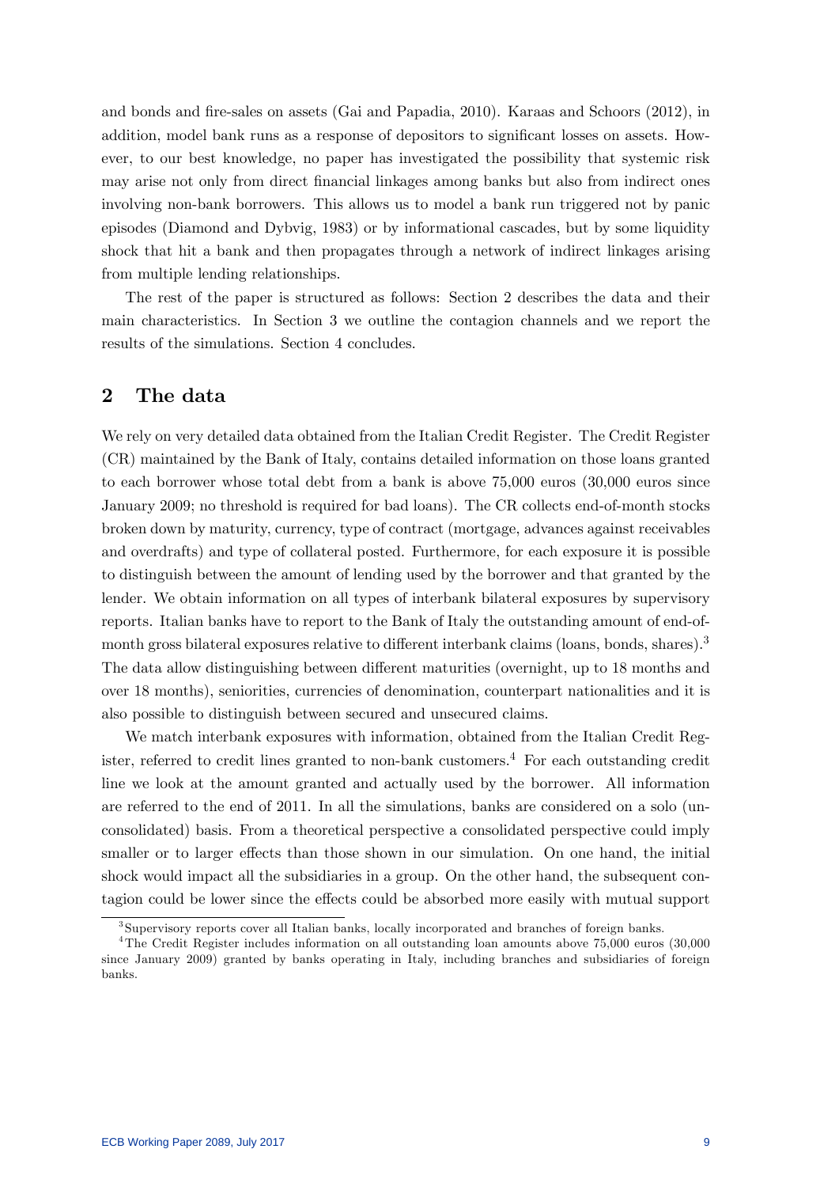and bonds and fire-sales on assets (Gai and Papadia, 2010). Karaas and Schoors (2012), in addition, model bank runs as a response of depositors to significant losses on assets. However, to our best knowledge, no paper has investigated the possibility that systemic risk may arise not only from direct financial linkages among banks but also from indirect ones involving non-bank borrowers. This allows us to model a bank run triggered not by panic episodes (Diamond and Dybvig, 1983) or by informational cascades, but by some liquidity shock that hit a bank and then propagates through a network of indirect linkages arising from multiple lending relationships.

The rest of the paper is structured as follows: Section 2 describes the data and their main characteristics. In Section 3 we outline the contagion channels and we report the results of the simulations. Section 4 concludes.

## 2 The data

We rely on very detailed data obtained from the Italian Credit Register. The Credit Register (CR) maintained by the Bank of Italy, contains detailed information on those loans granted to each borrower whose total debt from a bank is above 75,000 euros (30,000 euros since January 2009; no threshold is required for bad loans). The CR collects end-of-month stocks broken down by maturity, currency, type of contract (mortgage, advances against receivables and overdrafts) and type of collateral posted. Furthermore, for each exposure it is possible to distinguish between the amount of lending used by the borrower and that granted by the lender. We obtain information on all types of interbank bilateral exposures by supervisory reports. Italian banks have to report to the Bank of Italy the outstanding amount of end-of-month gross bilateral exposures relative to different interbank claims (loans, bonds, shares).[3] The data allow distinguishing between different maturities (overnight, up to 18 months and over 18 months), seniorities, currencies of denomination, counterpart nationalities and it is also possible to distinguish between secured and unsecured claims.

We match interbank exposures with information, obtained from the Italian Credit Register, referred to credit lines granted to non-bank customers.[4] For each outstanding credit line we look at the amount granted and actually used by the borrower. All information are referred to the end of 2011. In all the simulations, banks are considered on a solo (unconsolidated) basis. From a theoretical perspective a consolidated perspective could imply smaller or to larger effects than those shown in our simulation. On one hand, the initial shock would impact all the subsidiaries in a group. On the other hand, the subsequent contagion could be lower since the effects could be absorbed more easily with mutual support

[3] Supervisory reports cover all Italian banks, locally incorporated and branches of foreign banks.

[4] The Credit Register includes information on all outstanding loan amounts above 75,000 euros (30,000 since January 2009) granted by banks operating in Italy, including branches and subsidiaries of foreign banks.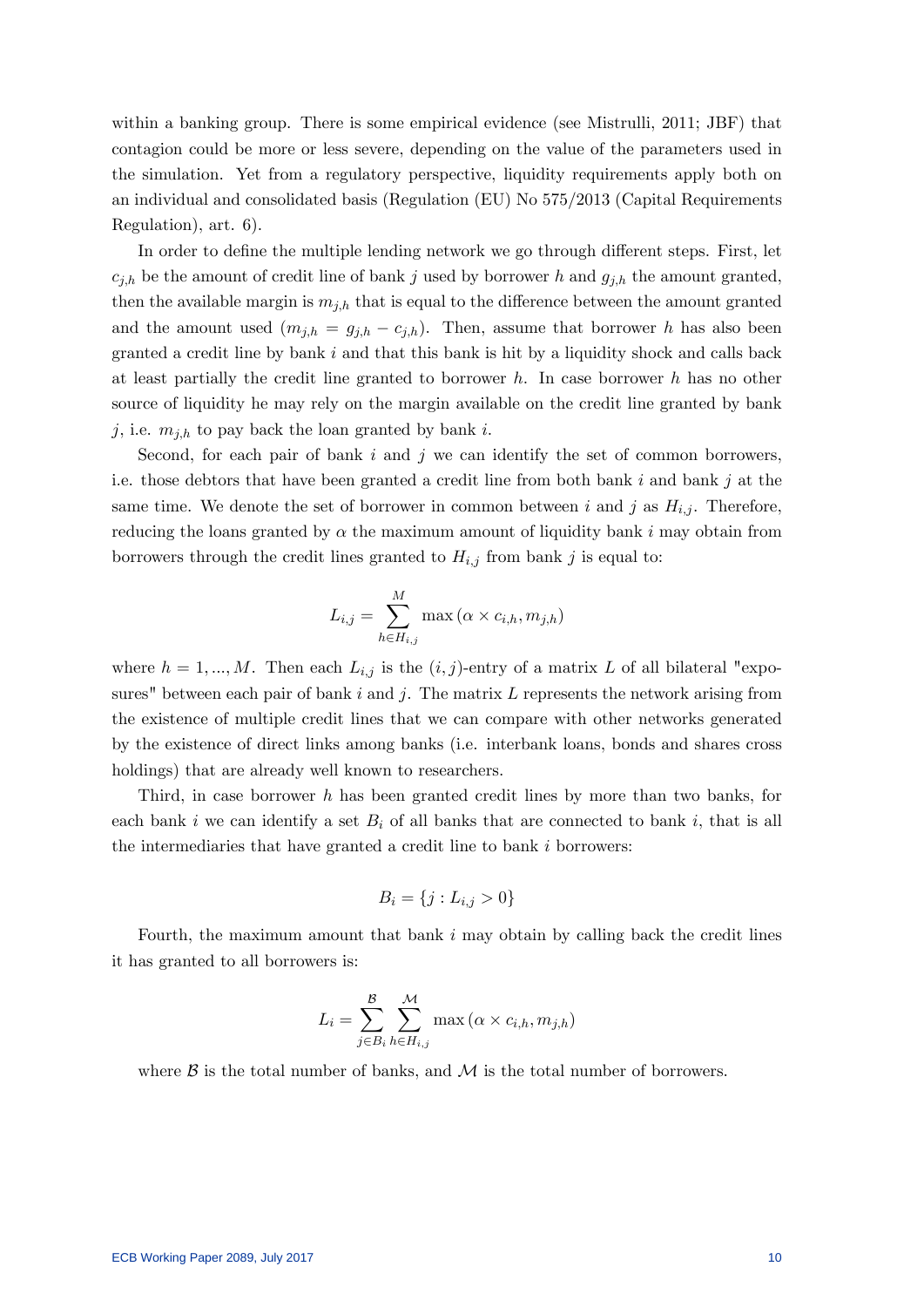within a banking group. There is some empirical evidence (see Mistrulli, 2011; JBF) that contagion could be more or less severe, depending on the value of the parameters used in the simulation. Yet from a regulatory perspective, liquidity requirements apply both on an individual and consolidated basis (Regulation (EU) No 575/2013 (Capital Requirements Regulation), art. 6).

In order to define the multiple lending network we go through different steps. First, let $c_{j,h}$ be the amount of credit line of bank $j$ used by borrower $h$ and $g_{j,h}$ the amount granted, then the available margin is $m_{j,h}$ that is equal to the difference between the amount granted and the amount used ($m_{j,h} = g_{j,h} - c_{j,h}$). Then, assume that borrower $h$ has also been granted a credit line by bank $i$ and that this bank is hit by a liquidity shock and calls back at least partially the credit line granted to borrower $h$. In case borrower $h$ has no other source of liquidity he may rely on the margin available on the credit line granted by bank $j$, i.e. $m_{j,h}$ to pay back the loan granted by bank $i$.

Second, for each pair of bank $i$ and $j$ we can identify the set of common borrowers, i.e. those debtors that have been granted a credit line from both bank $i$ and bank $j$ at the same time. We denote the set of borrower in common between $i$ and $j$ as $H_{i,j}$. Therefore, reducing the loans granted by $\alpha$ the maximum amount of liquidity bank $i$ may obtain from borrowers through the credit lines granted to $H_{i,j}$ from bank $j$ is equal to:

$$L_{i,j} = \sum_{h \in H_{i,j}}^{M} \max\left(\alpha \times c_{i,h}, m_{j,h}\right)$$

where $h = 1, ..., M$. Then each $L_{i,j}$ is the $(i,j)$-entry of a matrix $L$ of all bilateral "exposures" between each pair of bank $i$ and $j$. The matrix $L$ represents the network arising from the existence of multiple credit lines that we can compare with other networks generated by the existence of direct links among banks (i.e. interbank loans, bonds and shares cross holdings) that are already well known to researchers.

Third, in case borrower $h$ has been granted credit lines by more than two banks, for each bank $i$ we can identify a set $B_i$ of all banks that are connected to bank $i$, that is all the intermediaries that have granted a credit line to bank $i$ borrowers:

$$B_i = \{j : L_{i,j} > 0\}$$

Fourth, the maximum amount that bank $i$ may obtain by calling back the credit lines it has granted to all borrowers is:

$$L_i = \sum_{j \in B_i}^{\mathcal{B}} \sum_{h \in H_{i,j}}^{\mathcal{M}} \max\left(\alpha \times c_{i,h}, m_{j,h}\right)$$

where $\mathcal{B}$ is the total number of banks, and $\mathcal{M}$ is the total number of borrowers.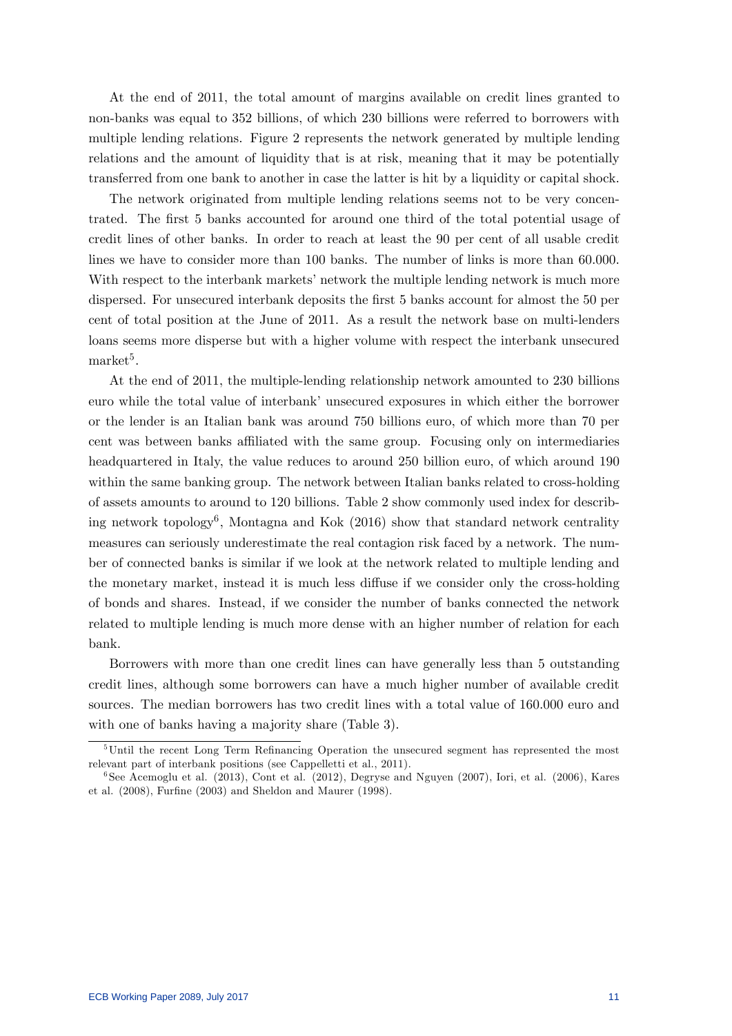At the end of 2011, the total amount of margins available on credit lines granted to non-banks was equal to 352 billions, of which 230 billions were referred to borrowers with multiple lending relations. Figure 2 represents the network generated by multiple lending relations and the amount of liquidity that is at risk, meaning that it may be potentially transferred from one bank to another in case the latter is hit by a liquidity or capital shock.

The network originated from multiple lending relations seems not to be very concentrated. The first 5 banks accounted for around one third of the total potential usage of credit lines of other banks. In order to reach at least the 90 per cent of all usable credit lines we have to consider more than 100 banks. The number of links is more than 60.000. With respect to the interbank markets' network the multiple lending network is much more dispersed. For unsecured interbank deposits the first 5 banks account for almost the 50 per cent of total position at the June of 2011. As a result the network base on multi-lenders loans seems more disperse but with a higher volume with respect the interbank unsecured market[5].

At the end of 2011, the multiple-lending relationship network amounted to 230 billions euro while the total value of interbank' unsecured exposures in which either the borrower or the lender is an Italian bank was around 750 billions euro, of which more than 70 per cent was between banks affiliated with the same group. Focusing only on intermediaries headquartered in Italy, the value reduces to around 250 billion euro, of which around 190 within the same banking group. The network between Italian banks related to cross-holding of assets amounts to around to 120 billions. Table 2 show commonly used index for describing network topology[6], Montagna and Kok (2016) show that standard network centrality measures can seriously underestimate the real contagion risk faced by a network. The number of connected banks is similar if we look at the network related to multiple lending and the monetary market, instead it is much less diffuse if we consider only the cross-holding of bonds and shares. Instead, if we consider the number of banks connected the network related to multiple lending is much more dense with an higher number of relation for each bank.

Borrowers with more than one credit lines can have generally less than 5 outstanding credit lines, although some borrowers can have a much higher number of available credit sources. The median borrowers has two credit lines with a total value of 160.000 euro and with one of banks having a majority share (Table 3).

---

[5] Until the recent Long Term Refinancing Operation the unsecured segment has represented the most relevant part of interbank positions (see Cappelletti et al., 2011).

[6] See Acemoglu et al. (2013), Cont et al. (2012), Degryse and Nguyen (2007), Iori, et al. (2006), Kares et al. (2008), Furfine (2003) and Sheldon and Maurer (1998).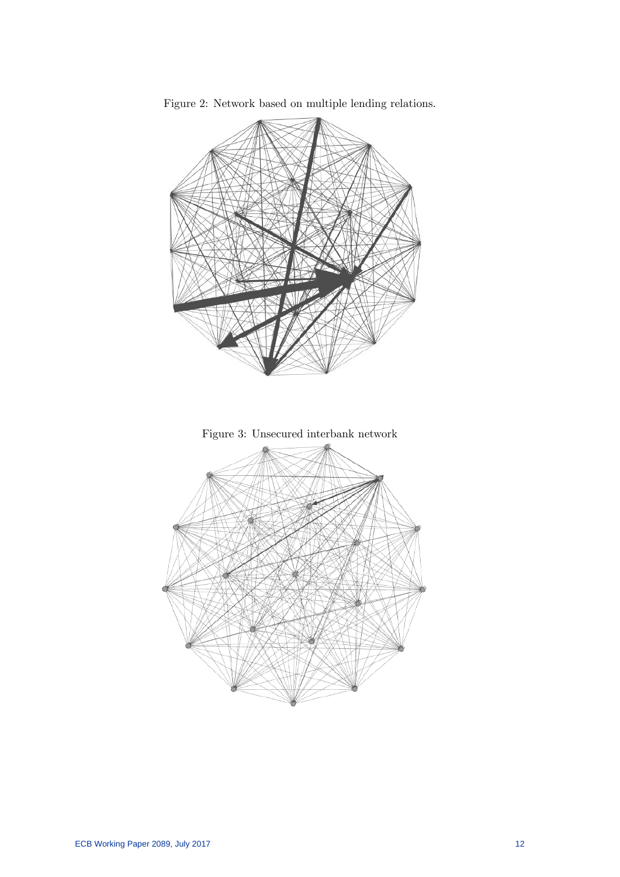Figure 2: Network based on multiple lending relations.

Figure 3: Unsecured interbank network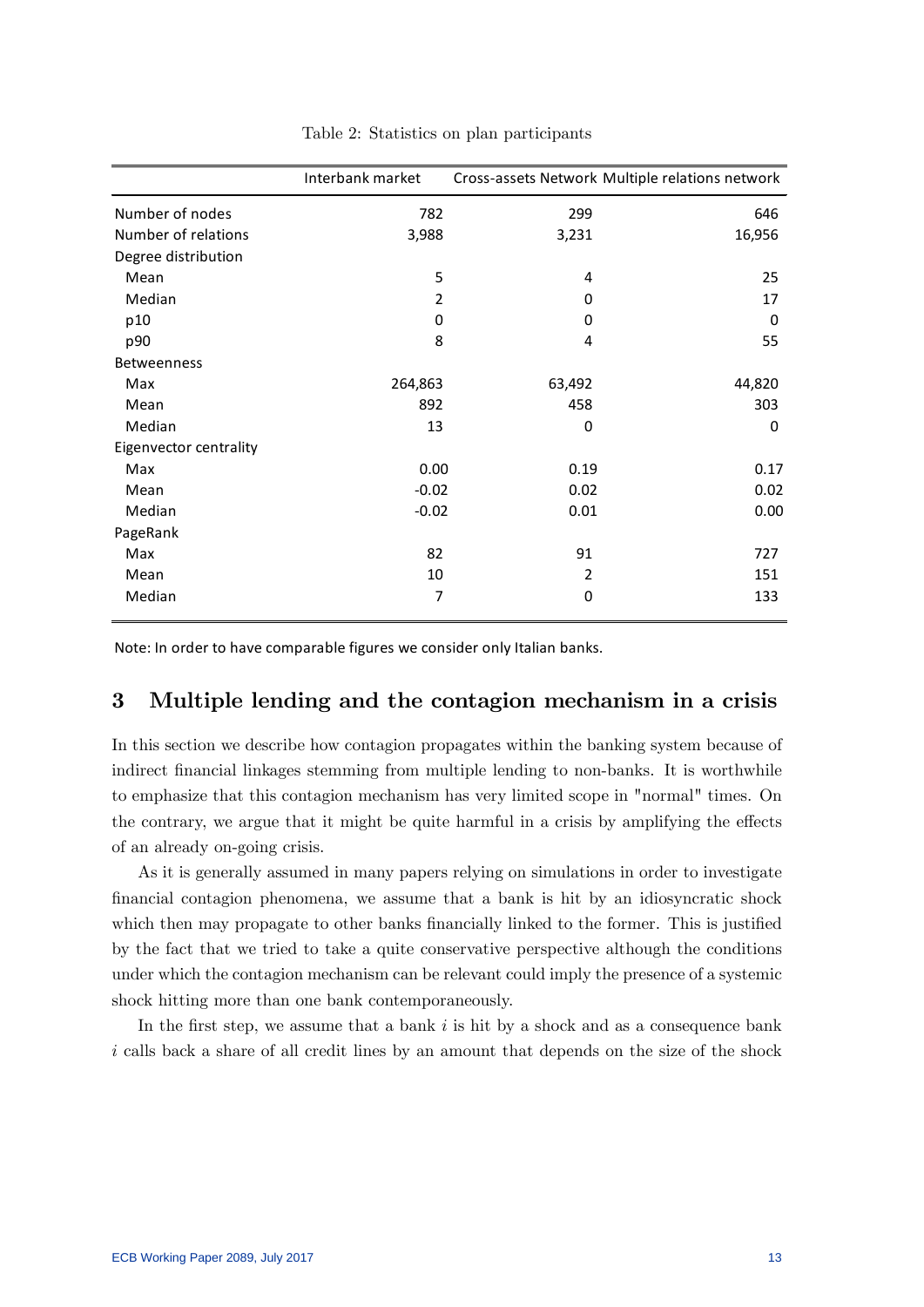Table 2: Statistics on plan participants

| | Interbank market | Cross-assets Network | Multiple relations network |
|---|---|---|---|
| Number of nodes | 782 | 299 | 646 |
| Number of relations | 3,988 | 3,231 | 16,956 |
| Degree distribution | | | |
| Mean | 5 | 4 | 25 |
| Median | 2 | 0 | 17 |
| p10 | 0 | 0 | 0 |
| p90 | 8 | 4 | 55 |
| Betweenness | | | |
| Max | 264,863 | 63,492 | 44,820 |
| Mean | 892 | 458 | 303 |
| Median | 13 | 0 | 0 |
| Eigenvector centrality | | | |
| Max | 0.00 | 0.19 | 0.17 |
| Mean | -0.02 | 0.02 | 0.02 |
| Median | -0.02 | 0.01 | 0.00 |
| PageRank | | | |
| Max | 82 | 91 | 727 |
| Mean | 10 | 2 | 151 |
| Median | 7 | 0 | 133 |

Note: In order to have comparable figures we consider only Italian banks.

## 3 Multiple lending and the contagion mechanism in a crisis

In this section we describe how contagion propagates within the banking system because of indirect financial linkages stemming from multiple lending to non-banks. It is worthwhile to emphasize that this contagion mechanism has very limited scope in "normal" times. On the contrary, we argue that it might be quite harmful in a crisis by amplifying the effects of an already on-going crisis.

As it is generally assumed in many papers relying on simulations in order to investigate financial contagion phenomena, we assume that a bank is hit by an idiosyncratic shock which then may propagate to other banks financially linked to the former. This is justified by the fact that we tried to take a quite conservative perspective although the conditions under which the contagion mechanism can be relevant could imply the presence of a systemic shock hitting more than one bank contemporaneously.

In the first step, we assume that a bank $i$ is hit by a shock and as a consequence bank $i$ calls back a share of all credit lines by an amount that depends on the size of the shock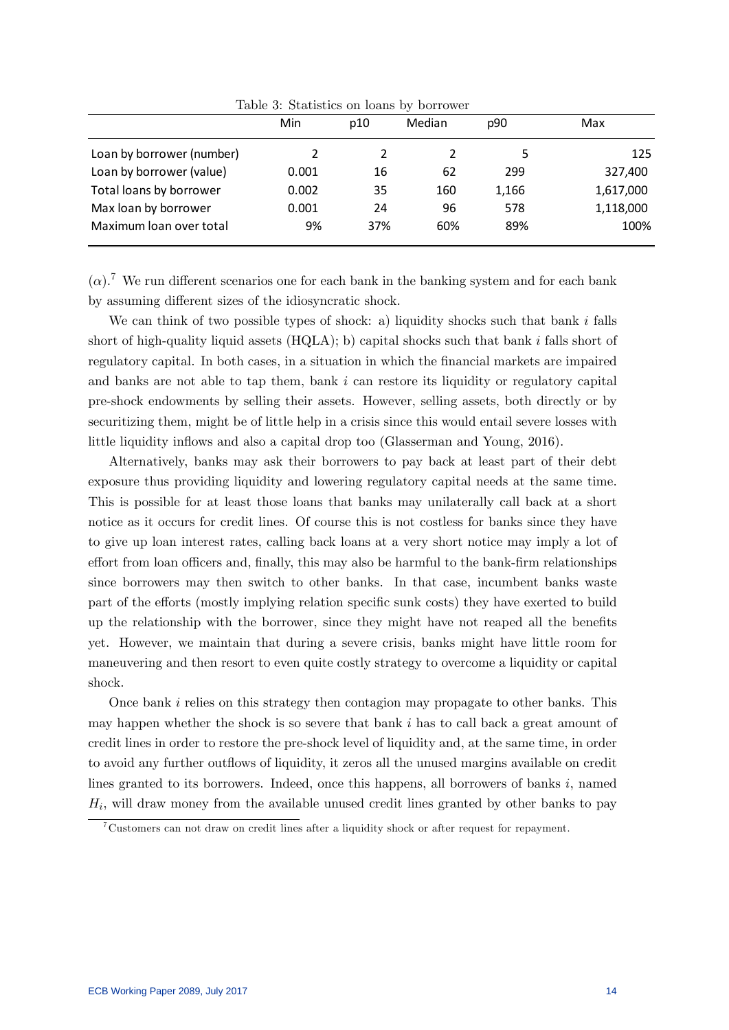Table 3: Statistics on loans by borrower

| | Min | p10 | Median | p90 | Max |
|---|---|---|---|---|---|
| Loan by borrower (number) | 2 | 2 | 2 | 5 | 125 |
| Loan by borrower (value) | 0.001 | 16 | 62 | 299 | 327,400 |
| Total loans by borrower | 0.002 | 35 | 160 | 1,166 | 1,617,000 |
| Max loan by borrower | 0.001 | 24 | 96 | 578 | 1,118,000 |
| Maximum loan over total | 9% | 37% | 60% | 89% | 100% |

($\alpha$).[7] We run different scenarios one for each bank in the banking system and for each bank by assuming different sizes of the idiosyncratic shock.

We can think of two possible types of shock: a) liquidity shocks such that bank $i$ falls short of high-quality liquid assets (HQLA); b) capital shocks such that bank $i$ falls short of regulatory capital. In both cases, in a situation in which the financial markets are impaired and banks are not able to tap them, bank $i$ can restore its liquidity or regulatory capital pre-shock endowments by selling their assets. However, selling assets, both directly or by securitizing them, might be of little help in a crisis since this would entail severe losses with little liquidity inflows and also a capital drop too (Glasserman and Young, 2016).

Alternatively, banks may ask their borrowers to pay back at least part of their debt exposure thus providing liquidity and lowering regulatory capital needs at the same time. This is possible for at least those loans that banks may unilaterally call back at a short notice as it occurs for credit lines. Of course this is not costless for banks since they have to give up loan interest rates, calling back loans at a very short notice may imply a lot of effort from loan officers and, finally, this may also be harmful to the bank-firm relationships since borrowers may then switch to other banks. In that case, incumbent banks waste part of the efforts (mostly implying relation specific sunk costs) they have exerted to build up the relationship with the borrower, since they might have not reaped all the benefits yet. However, we maintain that during a severe crisis, banks might have little room for maneuvering and then resort to even quite costly strategy to overcome a liquidity or capital shock.

Once bank $i$ relies on this strategy then contagion may propagate to other banks. This may happen whether the shock is so severe that bank $i$ has to call back a great amount of credit lines in order to restore the pre-shock level of liquidity and, at the same time, in order to avoid any further outflows of liquidity, it zeros all the unused margins available on credit lines granted to its borrowers. Indeed, once this happens, all borrowers of banks $i$, named $H_i$, will draw money from the available unused credit lines granted by other banks to pay

[7] Customers can not draw on credit lines after a liquidity shock or after request for repayment.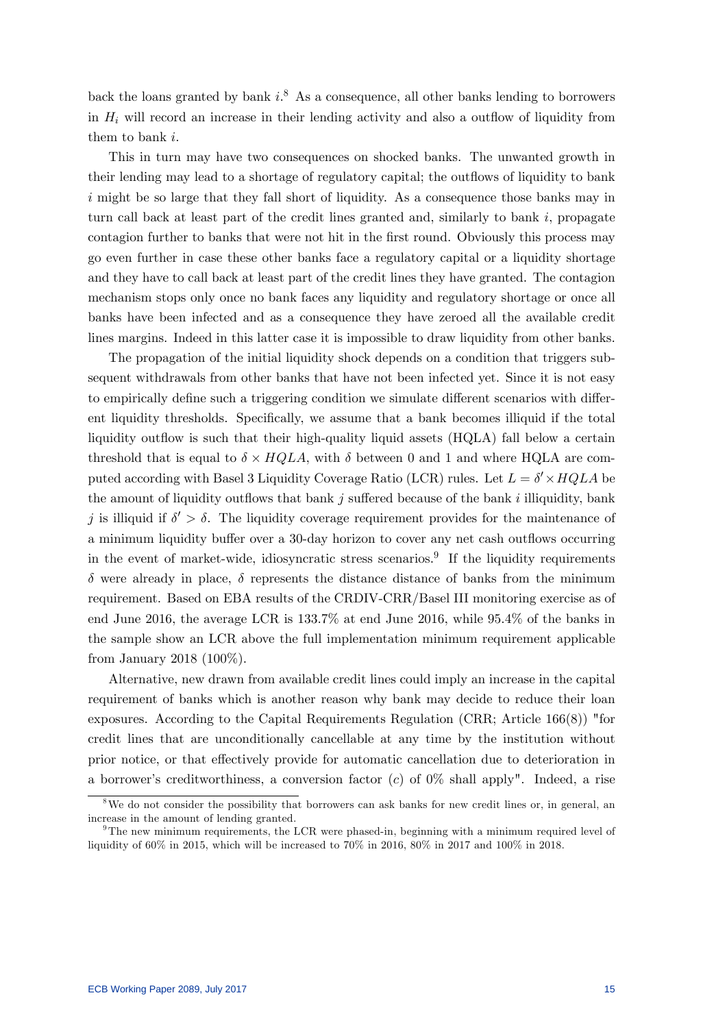back the loans granted by bank $i$.[8] As a consequence, all other banks lending to borrowers in $H_i$ will record an increase in their lending activity and also a outflow of liquidity from them to bank $i$.

This in turn may have two consequences on shocked banks. The unwanted growth in their lending may lead to a shortage of regulatory capital; the outflows of liquidity to bank $i$ might be so large that they fall short of liquidity. As a consequence those banks may in turn call back at least part of the credit lines granted and, similarly to bank $i$, propagate contagion further to banks that were not hit in the first round. Obviously this process may go even further in case these other banks face a regulatory capital or a liquidity shortage and they have to call back at least part of the credit lines they have granted. The contagion mechanism stops only once no bank faces any liquidity and regulatory shortage or once all banks have been infected and as a consequence they have zeroed all the available credit lines margins. Indeed in this latter case it is impossible to draw liquidity from other banks.

The propagation of the initial liquidity shock depends on a condition that triggers subsequent withdrawals from other banks that have not been infected yet. Since it is not easy to empirically define such a triggering condition we simulate different scenarios with different liquidity thresholds. Specifically, we assume that a bank becomes illiquid if the total liquidity outflow is such that their high-quality liquid assets (HQLA) fall below a certain threshold that is equal to $\delta \times HQLA$, with $\delta$ between 0 and 1 and where HQLA are computed according with Basel 3 Liquidity Coverage Ratio (LCR) rules. Let $L = \delta' \times HQLA$ be the amount of liquidity outflows that bank $j$ suffered because of the bank $i$ illiquidity, bank $j$ is illiquid if $\delta' > \delta$. The liquidity coverage requirement provides for the maintenance of a minimum liquidity buffer over a 30-day horizon to cover any net cash outflows occurring in the event of market-wide, idiosyncratic stress scenarios.[9] If the liquidity requirements $\delta$ were already in place, $\delta$ represents the distance distance of banks from the minimum requirement. Based on EBA results of the CRDIV-CRR/Basel III monitoring exercise as of end June 2016, the average LCR is 133.7% at end June 2016, while 95.4% of the banks in the sample show an LCR above the full implementation minimum requirement applicable from January 2018 (100%).

Alternative, new drawn from available credit lines could imply an increase in the capital requirement of banks which is another reason why bank may decide to reduce their loan exposures. According to the Capital Requirements Regulation (CRR; Article 166(8)) "for credit lines that are unconditionally cancellable at any time by the institution without prior notice, or that effectively provide for automatic cancellation due to deterioration in a borrower's creditworthiness, a conversion factor ($c$) of 0% shall apply". Indeed, a rise

[8] We do not consider the possibility that borrowers can ask banks for new credit lines or, in general, an increase in the amount of lending granted.

[9] The new minimum requirements, the LCR were phased-in, beginning with a minimum required level of liquidity of 60% in 2015, which will be increased to 70% in 2016, 80% in 2017 and 100% in 2018.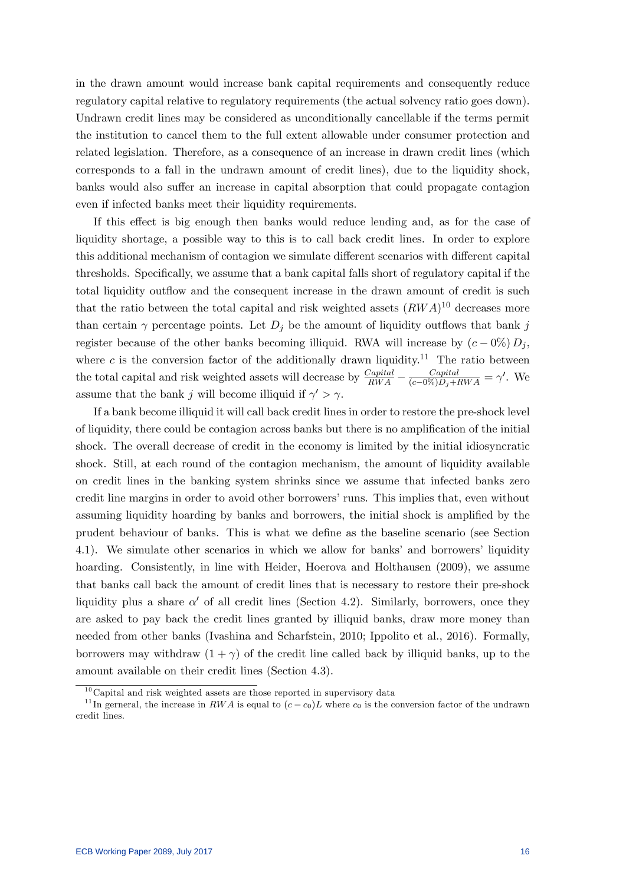in the drawn amount would increase bank capital requirements and consequently reduce regulatory capital relative to regulatory requirements (the actual solvency ratio goes down). Undrawn credit lines may be considered as unconditionally cancellable if the terms permit the institution to cancel them to the full extent allowable under consumer protection and related legislation. Therefore, as a consequence of an increase in drawn credit lines (which corresponds to a fall in the undrawn amount of credit lines), due to the liquidity shock, banks would also suffer an increase in capital absorption that could propagate contagion even if infected banks meet their liquidity requirements.

If this effect is big enough then banks would reduce lending and, as for the case of liquidity shortage, a possible way to this is to call back credit lines. In order to explore this additional mechanism of contagion we simulate different scenarios with different capital thresholds. Specifically, we assume that a bank capital falls short of regulatory capital if the total liquidity outflow and the consequent increase in the drawn amount of credit is such that the ratio between the total capital and risk weighted assets $(RWA)$[10] decreases more than certain $\gamma$ percentage points. Let $D_j$ be the amount of liquidity outflows that bank $j$ register because of the other banks becoming illiquid. RWA will increase by $(c - 0\%)\, D_j$, where $c$ is the conversion factor of the additionally drawn liquidity.[11] The ratio between the total capital and risk weighted assets will decrease by $\frac{Capital}{RWA} - \frac{Capital}{(c-0\%)D_j + RWA} = \gamma'$. We assume that the bank $j$ will become illiquid if $\gamma' > \gamma$.

If a bank become illiquid it will call back credit lines in order to restore the pre-shock level of liquidity, there could be contagion across banks but there is no amplification of the initial shock. The overall decrease of credit in the economy is limited by the initial idiosyncratic shock. Still, at each round of the contagion mechanism, the amount of liquidity available on credit lines in the banking system shrinks since we assume that infected banks zero credit line margins in order to avoid other borrowers' runs. This implies that, even without assuming liquidity hoarding by banks and borrowers, the initial shock is amplified by the prudent behaviour of banks. This is what we define as the baseline scenario (see Section 4.1). We simulate other scenarios in which we allow for banks' and borrowers' liquidity hoarding. Consistently, in line with Heider, Hoerova and Holthausen (2009), we assume that banks call back the amount of credit lines that is necessary to restore their pre-shock liquidity plus a share $\alpha'$ of all credit lines (Section 4.2). Similarly, borrowers, once they are asked to pay back the credit lines granted by illiquid banks, draw more money than needed from other banks (Ivashina and Scharfstein, 2010; Ippolito et al., 2016). Formally, borrowers may withdraw $(1 + \gamma)$ of the credit line called back by illiquid banks, up to the amount available on their credit lines (Section 4.3).

---

[10] Capital and risk weighted assets are those reported in supervisory data

[11] In gerneral, the increase in $RWA$ is equal to $(c - c_0)L$ where $c_0$ is the conversion factor of the undrawn credit lines.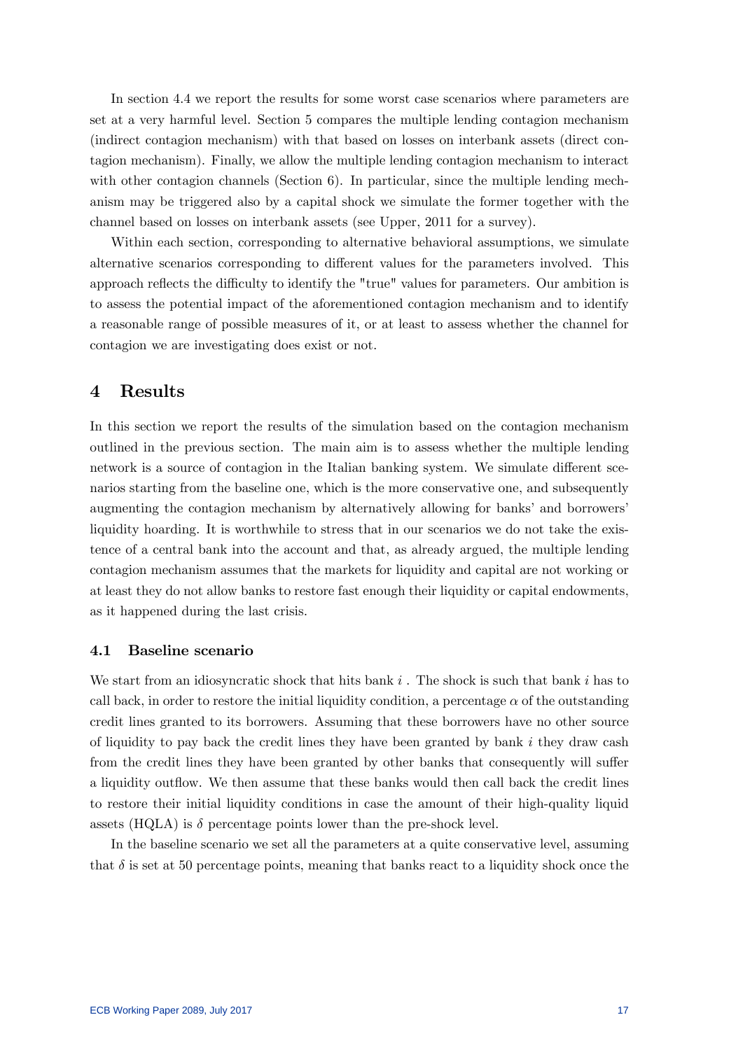In section 4.4 we report the results for some worst case scenarios where parameters are set at a very harmful level. Section 5 compares the multiple lending contagion mechanism (indirect contagion mechanism) with that based on losses on interbank assets (direct contagion mechanism). Finally, we allow the multiple lending contagion mechanism to interact with other contagion channels (Section 6). In particular, since the multiple lending mechanism may be triggered also by a capital shock we simulate the former together with the channel based on losses on interbank assets (see Upper, 2011 for a survey).

Within each section, corresponding to alternative behavioral assumptions, we simulate alternative scenarios corresponding to different values for the parameters involved. This approach reflects the difficulty to identify the "true" values for parameters. Our ambition is to assess the potential impact of the aforementioned contagion mechanism and to identify a reasonable range of possible measures of it, or at least to assess whether the channel for contagion we are investigating does exist or not.

# 4 Results

In this section we report the results of the simulation based on the contagion mechanism outlined in the previous section. The main aim is to assess whether the multiple lending network is a source of contagion in the Italian banking system. We simulate different scenarios starting from the baseline one, which is the more conservative one, and subsequently augmenting the contagion mechanism by alternatively allowing for banks' and borrowers' liquidity hoarding. It is worthwhile to stress that in our scenarios we do not take the existence of a central bank into the account and that, as already argued, the multiple lending contagion mechanism assumes that the markets for liquidity and capital are not working or at least they do not allow banks to restore fast enough their liquidity or capital endowments, as it happened during the last crisis.

## 4.1 Baseline scenario

We start from an idiosyncratic shock that hits bank $i$ . The shock is such that bank $i$ has to call back, in order to restore the initial liquidity condition, a percentage $\alpha$ of the outstanding credit lines granted to its borrowers. Assuming that these borrowers have no other source of liquidity to pay back the credit lines they have been granted by bank $i$ they draw cash from the credit lines they have been granted by other banks that consequently will suffer a liquidity outflow. We then assume that these banks would then call back the credit lines to restore their initial liquidity conditions in case the amount of their high-quality liquid assets (HQLA) is $\delta$ percentage points lower than the pre-shock level.

In the baseline scenario we set all the parameters at a quite conservative level, assuming that $\delta$ is set at 50 percentage points, meaning that banks react to a liquidity shock once the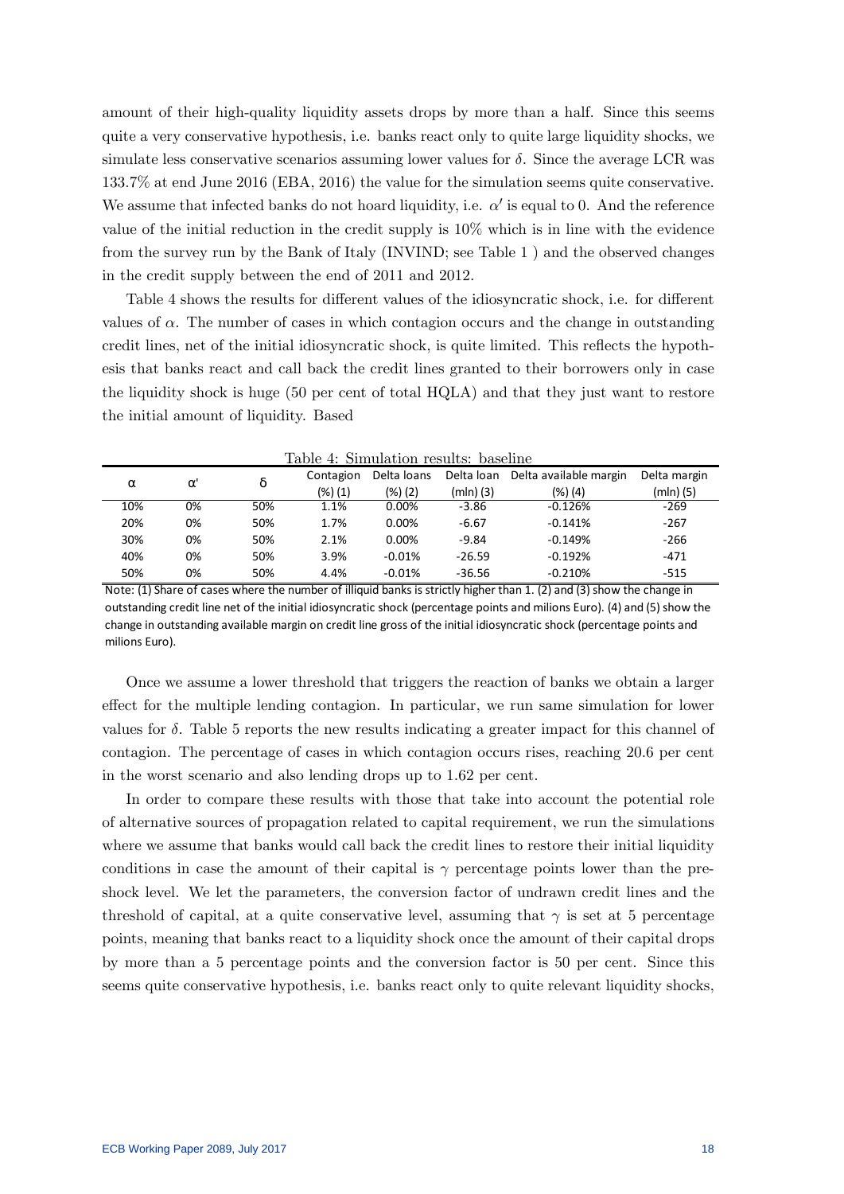amount of their high-quality liquidity assets drops by more than a half. Since this seems quite a very conservative hypothesis, i.e. banks react only to quite large liquidity shocks, we simulate less conservative scenarios assuming lower values for $\delta$. Since the average LCR was 133.7% at end June 2016 (EBA, 2016) the value for the simulation seems quite conservative. We assume that infected banks do not hoard liquidity, i.e. $\alpha'$ is equal to 0. And the reference value of the initial reduction in the credit supply is 10% which is in line with the evidence from the survey run by the Bank of Italy (INVIND; see Table 1 ) and the observed changes in the credit supply between the end of 2011 and 2012.

Table 4 shows the results for different values of the idiosyncratic shock, i.e. for different values of $\alpha$. The number of cases in which contagion occurs and the change in outstanding credit lines, net of the initial idiosyncratic shock, is quite limited. This reflects the hypothesis that banks react and call back the credit lines granted to their borrowers only in case the liquidity shock is huge (50 per cent of total HQLA) and that they just want to restore the initial amount of liquidity. Based

Table 4: Simulation results: baseline

| α | α' | δ | Contagion (%) (1) | Delta loans (%) (2) | Delta loan (mln) (3) | Delta available margin (%) (4) | Delta margin (mln) (5) |
|---|---|---|---|---|---|---|---|
| 10% | 0% | 50% | 1.1% | 0.00% | -3.86 | -0.126% | -269 |
| 20% | 0% | 50% | 1.7% | 0.00% | -6.67 | -0.141% | -267 |
| 30% | 0% | 50% | 2.1% | 0.00% | -9.84 | -0.149% | -266 |
| 40% | 0% | 50% | 3.9% | -0.01% | -26.59 | -0.192% | -471 |
| 50% | 0% | 50% | 4.4% | -0.01% | -36.56 | -0.210% | -515 |

Note: (1) Share of cases where the number of illiquid banks is strictly higher than 1. (2) and (3) show the change in outstanding credit line net of the initial idiosyncratic shock (percentage points and milions Euro). (4) and (5) show the change in outstanding available margin on credit line gross of the initial idiosyncratic shock (percentage points and milions Euro).

Once we assume a lower threshold that triggers the reaction of banks we obtain a larger effect for the multiple lending contagion. In particular, we run same simulation for lower values for $\delta$. Table 5 reports the new results indicating a greater impact for this channel of contagion. The percentage of cases in which contagion occurs rises, reaching 20.6 per cent in the worst scenario and also lending drops up to 1.62 per cent.

In order to compare these results with those that take into account the potential role of alternative sources of propagation related to capital requirement, we run the simulations where we assume that banks would call back the credit lines to restore their initial liquidity conditions in case the amount of their capital is $\gamma$ percentage points lower than the pre-shock level. We let the parameters, the conversion factor of undrawn credit lines and the threshold of capital, at a quite conservative level, assuming that $\gamma$ is set at 5 percentage points, meaning that banks react to a liquidity shock once the amount of their capital drops by more than a 5 percentage points and the conversion factor is 50 per cent. Since this seems quite conservative hypothesis, i.e. banks react only to quite relevant liquidity shocks,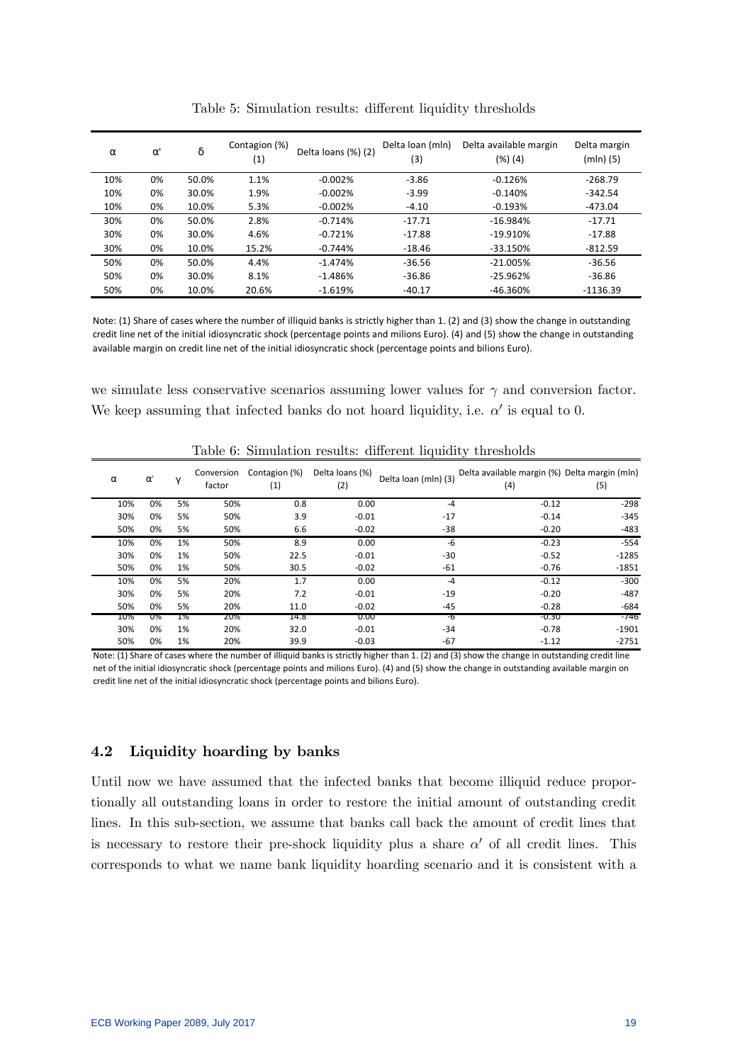Table 5: Simulation results: different liquidity thresholds

| α | α' | δ | Contagion (%) (1) | Delta loans (%) (2) | Delta loan (mln) (3) | Delta available margin (%) (4) | Delta margin (mln) (5) |
|---|---|---|---|---|---|---|---|
| 10% | 0% | 50.0% | 1.1% | -0.002% | -3.86 | -0.126% | -268.79 |
| 10% | 0% | 30.0% | 1.9% | -0.002% | -3.99 | -0.140% | -342.54 |
| 10% | 0% | 10.0% | 5.3% | -0.002% | -4.10 | -0.193% | -473.04 |
| 30% | 0% | 50.0% | 2.8% | -0.714% | -17.71 | -16.984% | -17.71 |
| 30% | 0% | 30.0% | 4.6% | -0.721% | -17.88 | -19.910% | -17.88 |
| 30% | 0% | 10.0% | 15.2% | -0.744% | -18.46 | -33.150% | -812.59 |
| 50% | 0% | 50.0% | 4.4% | -1.474% | -36.56 | -21.005% | -36.56 |
| 50% | 0% | 30.0% | 8.1% | -1.486% | -36.86 | -25.962% | -36.86 |
| 50% | 0% | 10.0% | 20.6% | -1.619% | -40.17 | -46.360% | -1136.39 |

Note: (1) Share of cases where the number of illiquid banks is strictly higher than 1. (2) and (3) show the change in outstanding credit line net of the initial idiosyncratic shock (percentage points and milions Euro). (4) and (5) show the change in outstanding available margin on credit line net of the initial idiosyncratic shock (percentage points and bilions Euro).

we simulate less conservative scenarios assuming lower values for $\gamma$ and conversion factor. We keep assuming that infected banks do not hoard liquidity, i.e. $\alpha'$ is equal to 0.

Table 6: Simulation results: different liquidity thresholds

| α | α' | γ | Conversion factor | Contagion (%) (1) | Delta loans (%) (2) | Delta loan (mln) (3) | Delta available margin (%) (4) | Delta margin (mln) (5) |
|---|---|---|---|---|---|---|---|---|
| 10% | 0% | 5% | 50% | 0.8 | 0.00 | -4 | -0.12 | -298 |
| 30% | 0% | 5% | 50% | 3.9 | -0.01 | -17 | -0.14 | -345 |
| 50% | 0% | 5% | 50% | 6.6 | -0.02 | -38 | -0.20 | -483 |
| 10% | 0% | 1% | 50% | 8.9 | 0.00 | -6 | -0.23 | -554 |
| 30% | 0% | 1% | 50% | 22.5 | -0.01 | -30 | -0.52 | -1285 |
| 50% | 0% | 1% | 50% | 30.5 | -0.02 | -61 | -0.76 | -1851 |
| 10% | 0% | 5% | 20% | 1.7 | 0.00 | -4 | -0.12 | -300 |
| 30% | 0% | 5% | 20% | 7.2 | -0.01 | -19 | -0.20 | -487 |
| 50% | 0% | 5% | 20% | 11.0 | -0.02 | -45 | -0.28 | -684 |
| 10% | 0% | 1% | 20% | 14.8 | 0.00 | -6 | -0.30 | -746 |
| 30% | 0% | 1% | 20% | 32.0 | -0.01 | -34 | -0.78 | -1901 |
| 50% | 0% | 1% | 20% | 39.9 | -0.03 | -67 | -1.12 | -2751 |

Note: (1) Share of cases where the number of illiquid banks is strictly higher than 1. (2) and (3) show the change in outstanding credit line net of the initial idiosyncratic shock (percentage points and milions Euro). (4) and (5) show the change in outstanding available margin on credit line net of the initial idiosyncratic shock (percentage points and bilions Euro).

### 4.2 Liquidity hoarding by banks

Until now we have assumed that the infected banks that become illiquid reduce proportionally all outstanding loans in order to restore the initial amount of outstanding credit lines. In this sub-section, we assume that banks call back the amount of credit lines that is necessary to restore their pre-shock liquidity plus a share $\alpha'$ of all credit lines. This corresponds to what we name bank liquidity hoarding scenario and it is consistent with a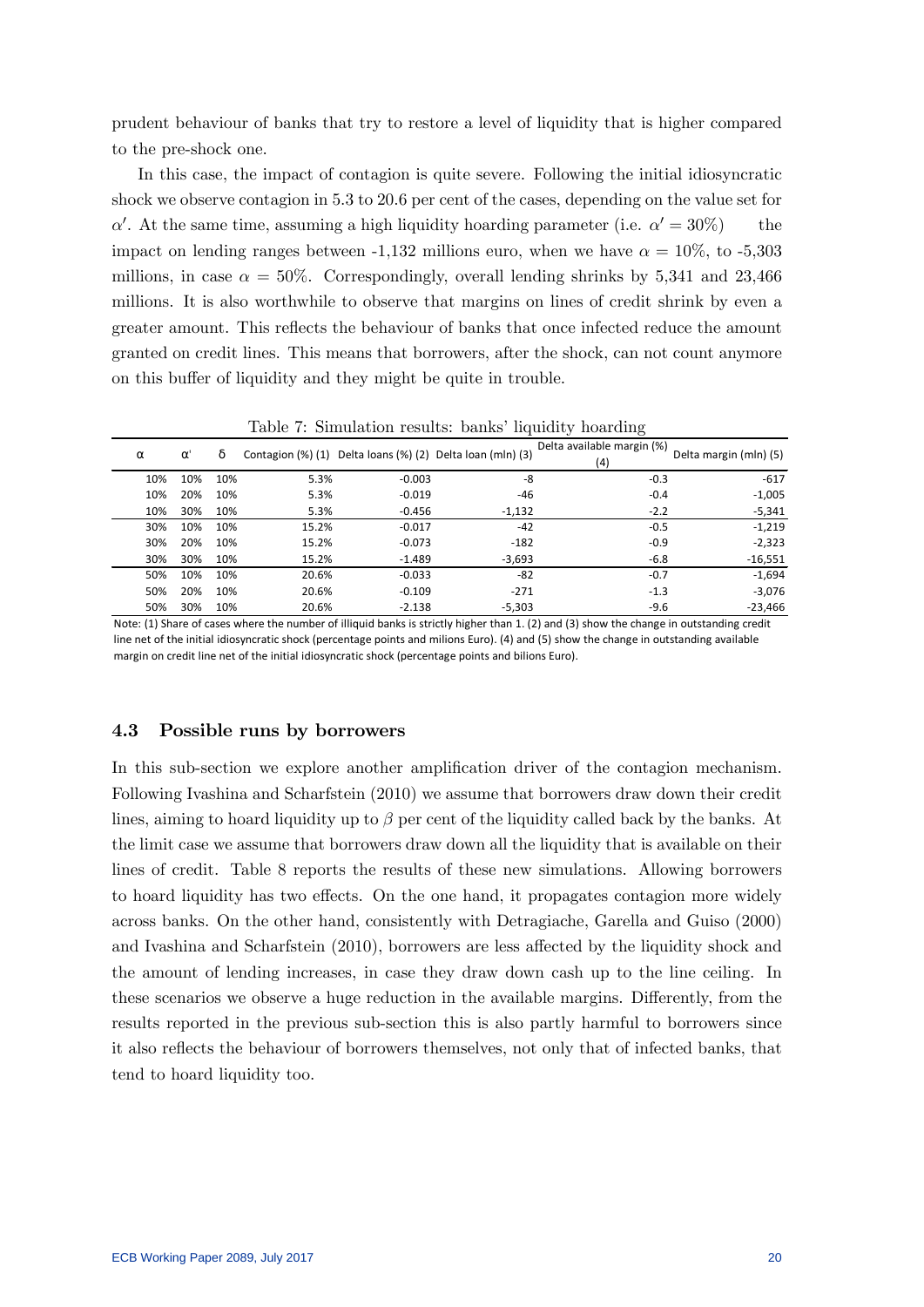prudent behaviour of banks that try to restore a level of liquidity that is higher compared to the pre-shock one.

In this case, the impact of contagion is quite severe. Following the initial idiosyncratic shock we observe contagion in 5.3 to 20.6 per cent of the cases, depending on the value set for $\alpha'$. At the same time, assuming a high liquidity hoarding parameter (i.e. $\alpha' = 30\%$) the impact on lending ranges between -1,132 millions euro, when we have $\alpha = 10\%$, to -5,303 millions, in case $\alpha = 50\%$. Correspondingly, overall lending shrinks by 5,341 and 23,466 millions. It is also worthwhile to observe that margins on lines of credit shrink by even a greater amount. This reflects the behaviour of banks that once infected reduce the amount granted on credit lines. This means that borrowers, after the shock, can not count anymore on this buffer of liquidity and they might be quite in trouble.

Table 7: Simulation results: banks' liquidity hoarding

| α | α' | δ | Contagion (%) (1) | Delta loans (%) (2) | Delta loan (mln) (3) | Delta available margin (%) (4) | Delta margin (mln) (5) |
|---|---|---|---|---|---|---|---|
| 10% | 10% | 10% | 5.3% | -0.003 | -8 | -0.3 | -617 |
| 10% | 20% | 10% | 5.3% | -0.019 | -46 | -0.4 | -1,005 |
| 10% | 30% | 10% | 5.3% | -0.456 | -1,132 | -2.2 | -5,341 |
| 30% | 10% | 10% | 15.2% | -0.017 | -42 | -0.5 | -1,219 |
| 30% | 20% | 10% | 15.2% | -0.073 | -182 | -0.9 | -2,323 |
| 30% | 30% | 10% | 15.2% | -1.489 | -3,693 | -6.8 | -16,551 |
| 50% | 10% | 10% | 20.6% | -0.033 | -82 | -0.7 | -1,694 |
| 50% | 20% | 10% | 20.6% | -0.109 | -271 | -1.3 | -3,076 |
| 50% | 30% | 10% | 20.6% | -2.138 | -5,303 | -9.6 | -23,466 |

Note: (1) Share of cases where the number of illiquid banks is strictly higher than 1. (2) and (3) show the change in outstanding credit line net of the initial idiosyncratic shock (percentage points and milions Euro). (4) and (5) show the change in outstanding available margin on credit line net of the initial idiosyncratic shock (percentage points and bilions Euro).

### 4.3 Possible runs by borrowers

In this sub-section we explore another amplification driver of the contagion mechanism. Following Ivashina and Scharfstein (2010) we assume that borrowers draw down their credit lines, aiming to hoard liquidity up to $\beta$ per cent of the liquidity called back by the banks. At the limit case we assume that borrowers draw down all the liquidity that is available on their lines of credit. Table 8 reports the results of these new simulations. Allowing borrowers to hoard liquidity has two effects. On the one hand, it propagates contagion more widely across banks. On the other hand, consistently with Detragiache, Garella and Guiso (2000) and Ivashina and Scharfstein (2010), borrowers are less affected by the liquidity shock and the amount of lending increases, in case they draw down cash up to the line ceiling. In these scenarios we observe a huge reduction in the available margins. Differently, from the results reported in the previous sub-section this is also partly harmful to borrowers since it also reflects the behaviour of borrowers themselves, not only that of infected banks, that tend to hoard liquidity too.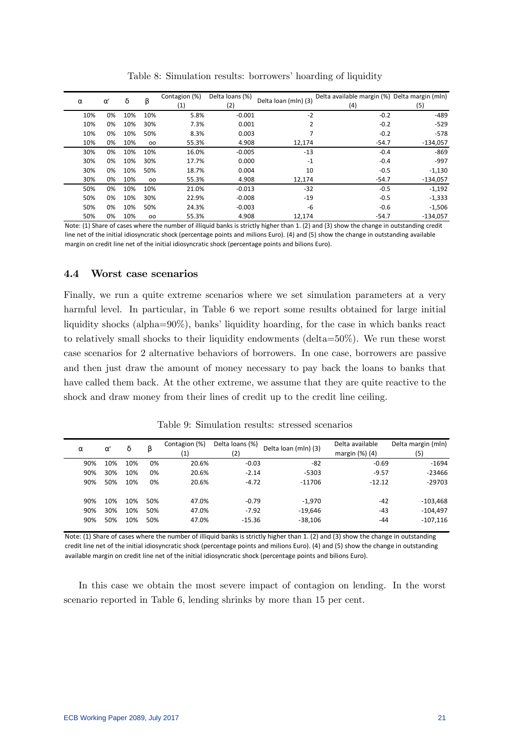Table 8: Simulation results: borrowers' hoarding of liquidity

| α | α' | δ | β | Contagion (%) (1) | Delta loans (%) (2) | Delta loan (mln) (3) | Delta available margin (%) (4) | Delta margin (mln) (5) |
|---|---|---|---|---|---|---|---|---|
| 10% | 0% | 10% | 10% | 5.8% | -0.001 | -2 | -0.2 | -489 |
| 10% | 0% | 10% | 30% | 7.3% | 0.001 | 2 | -0.2 | -529 |
| 10% | 0% | 10% | 50% | 8.3% | 0.003 | 7 | -0.2 | -578 |
| 10% | 0% | 10% | oo | 55.3% | 4.908 | 12,174 | -54.7 | -134,057 |
| 30% | 0% | 10% | 10% | 16.0% | -0.005 | -13 | -0.4 | -869 |
| 30% | 0% | 10% | 30% | 17.7% | 0.000 | -1 | -0.4 | -997 |
| 30% | 0% | 10% | 50% | 18.7% | 0.004 | 10 | -0.5 | -1,130 |
| 30% | 0% | 10% | oo | 55.3% | 4.908 | 12,174 | -54.7 | -134,057 |
| 50% | 0% | 10% | 10% | 21.0% | -0.013 | -32 | -0.5 | -1,192 |
| 50% | 0% | 10% | 30% | 22.9% | -0.008 | -19 | -0.5 | -1,333 |
| 50% | 0% | 10% | 50% | 24.3% | -0.003 | -6 | -0.6 | -1,506 |
| 50% | 0% | 10% | oo | 55.3% | 4.908 | 12,174 | -54.7 | -134,057 |

Note: (1) Share of cases where the number of illiquid banks is strictly higher than 1. (2) and (3) show the change in outstanding credit line net of the initial idiosyncratic shock (percentage points and milions Euro). (4) and (5) show the change in outstanding available margin on credit line net of the initial idiosyncratic shock (percentage points and bilions Euro).

### 4.4 Worst case scenarios

Finally, we run a quite extreme scenarios where we set simulation parameters at a very harmful level. In particular, in Table 6 we report some results obtained for large initial liquidity shocks (alpha=90%), banks' liquidity hoarding, for the case in which banks react to relatively small shocks to their liquidity endowments (delta=50%). We run these worst case scenarios for 2 alternative behaviors of borrowers. In one case, borrowers are passive and then just draw the amount of money necessary to pay back the loans to banks that have called them back. At the other extreme, we assume that they are quite reactive to the shock and draw money from their lines of credit up to the credit line ceiling.

Table 9: Simulation results: stressed scenarios

| α | α' | δ | β | Contagion (%) (1) | Delta loans (%) (2) | Delta loan (mln) (3) | Delta available margin (%) (4) | Delta margin (mln) (5) |
|---|---|---|---|---|---|---|---|---|
| 90% | 10% | 10% | 0% | 20.6% | -0.03 | -82 | -0.69 | -1694 |
| 90% | 30% | 10% | 0% | 20.6% | -2.14 | -5303 | -9.57 | -23466 |
| 90% | 50% | 10% | 0% | 20.6% | -4.72 | -11706 | -12.12 | -29703 |
| 90% | 10% | 10% | 50% | 47.0% | -0.79 | -1,970 | -42 | -103,468 |
| 90% | 30% | 10% | 50% | 47.0% | -7.92 | -19,646 | -43 | -104,497 |
| 90% | 50% | 10% | 50% | 47.0% | -15.36 | -38,106 | -44 | -107,116 |

Note: (1) Share of cases where the number of illiquid banks is strictly higher than 1. (2) and (3) show the change in outstanding credit line net of the initial idiosyncratic shock (percentage points and milions Euro). (4) and (5) show the change in outstanding available margin on credit line net of the initial idiosyncratic shock (percentage points and bilions Euro).

In this case we obtain the most severe impact of contagion on lending. In the worst scenario reported in Table 6, lending shrinks by more than 15 per cent.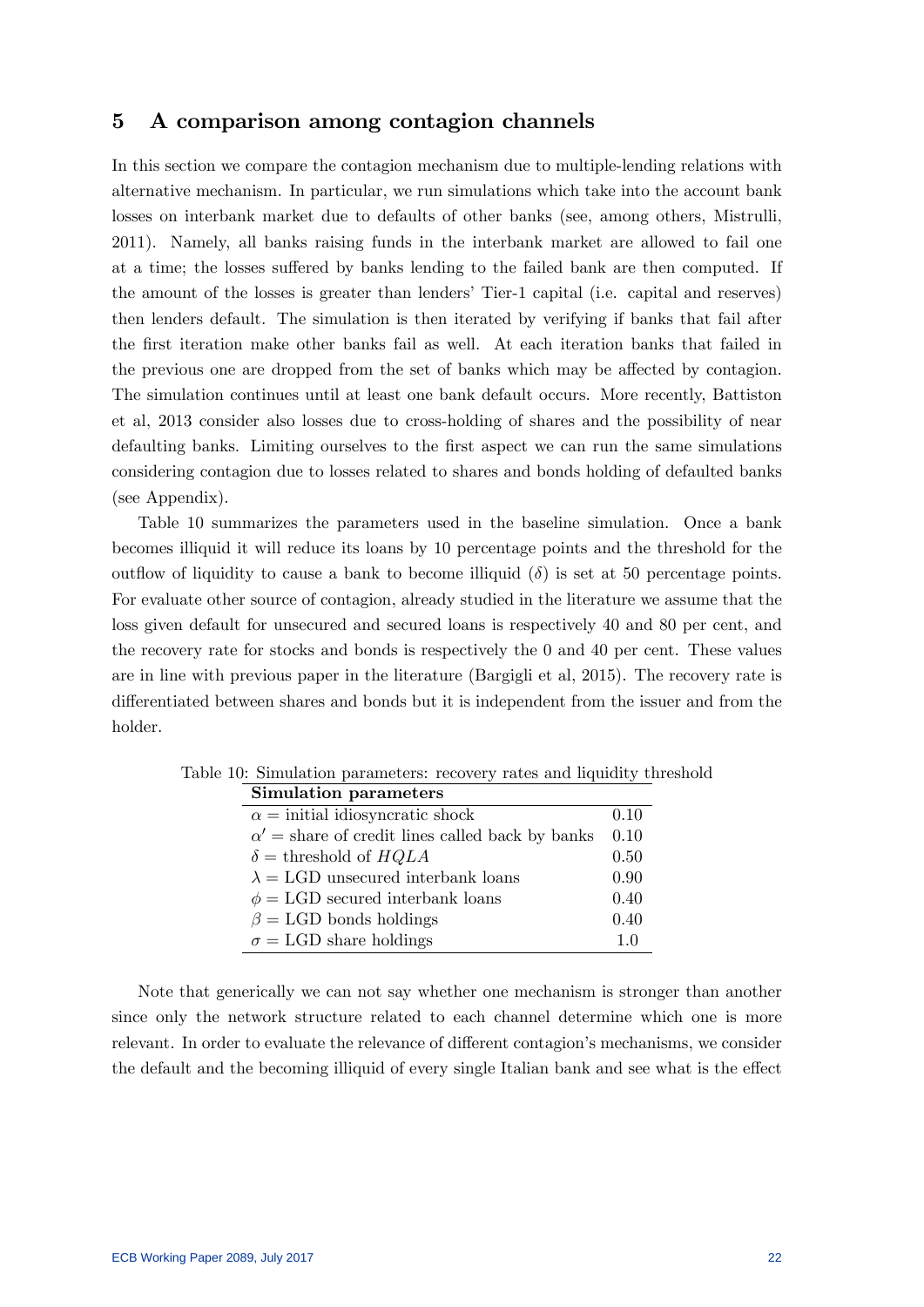## 5 A comparison among contagion channels

In this section we compare the contagion mechanism due to multiple-lending relations with alternative mechanism. In particular, we run simulations which take into the account bank losses on interbank market due to defaults of other banks (see, among others, Mistrulli, 2011). Namely, all banks raising funds in the interbank market are allowed to fail one at a time; the losses suffered by banks lending to the failed bank are then computed. If the amount of the losses is greater than lenders' Tier-1 capital (i.e. capital and reserves) then lenders default. The simulation is then iterated by verifying if banks that fail after the first iteration make other banks fail as well. At each iteration banks that failed in the previous one are dropped from the set of banks which may be affected by contagion. The simulation continues until at least one bank default occurs. More recently, Battiston et al, 2013 consider also losses due to cross-holding of shares and the possibility of near defaulting banks. Limiting ourselves to the first aspect we can run the same simulations considering contagion due to losses related to shares and bonds holding of defaulted banks (see Appendix).

Table 10 summarizes the parameters used in the baseline simulation. Once a bank becomes illiquid it will reduce its loans by 10 percentage points and the threshold for the outflow of liquidity to cause a bank to become illiquid ($\delta$) is set at 50 percentage points. For evaluate other source of contagion, already studied in the literature we assume that the loss given default for unsecured and secured loans is respectively 40 and 80 per cent, and the recovery rate for stocks and bonds is respectively the 0 and 40 per cent. These values are in line with previous paper in the literature (Bargigli et al, 2015). The recovery rate is differentiated between shares and bonds but it is independent from the issuer and from the holder.

Table 10: Simulation parameters: recovery rates and liquidity threshold

| **Simulation parameters** | |
|---|---|
| $\alpha$ = initial idiosyncratic shock | 0.10 |
| $\alpha'$ = share of credit lines called back by banks | 0.10 |
| $\delta$ = threshold of $HQLA$ | 0.50 |
| $\lambda$ = LGD unsecured interbank loans | 0.90 |
| $\phi$ = LGD secured interbank loans | 0.40 |
| $\beta$ = LGD bonds holdings | 0.40 |
| $\sigma$ = LGD share holdings | 1.0 |

Note that generically we can not say whether one mechanism is stronger than another since only the network structure related to each channel determine which one is more relevant. In order to evaluate the relevance of different contagion's mechanisms, we consider the default and the becoming illiquid of every single Italian bank and see what is the effect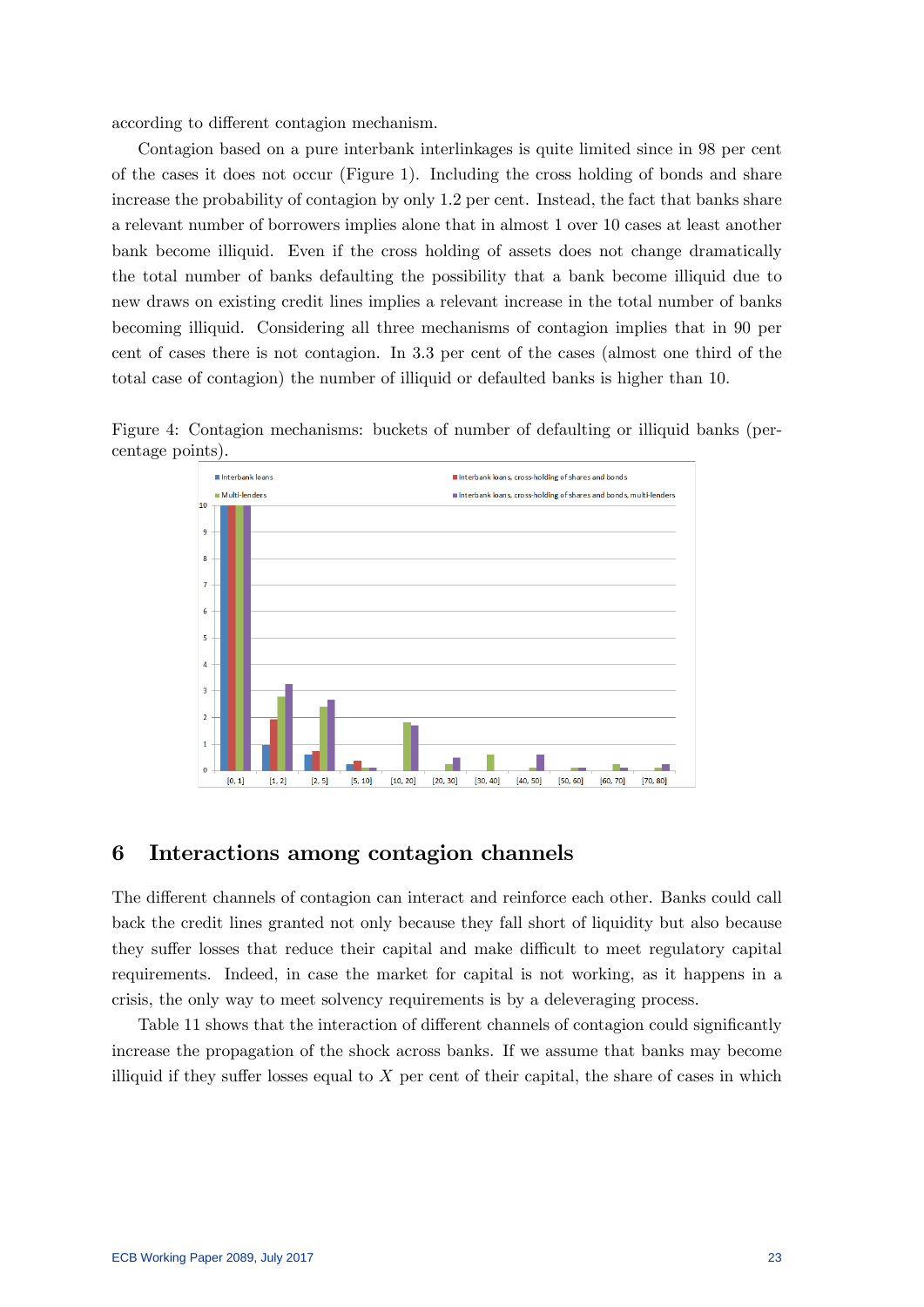according to different contagion mechanism.

Contagion based on a pure interbank interlinkages is quite limited since in 98 per cent of the cases it does not occur (Figure 1). Including the cross holding of bonds and share increase the probability of contagion by only 1.2 per cent. Instead, the fact that banks share a relevant number of borrowers implies alone that in almost 1 over 10 cases at least another bank become illiquid. Even if the cross holding of assets does not change dramatically the total number of banks defaulting the possibility that a bank become illiquid due to new draws on existing credit lines implies a relevant increase in the total number of banks becoming illiquid. Considering all three mechanisms of contagion implies that in 90 per cent of cases there is not contagion. In 3.3 per cent of the cases (almost one third of the total case of contagion) the number of illiquid or defaulted banks is higher than 10.

Figure 4: Contagion mechanisms: buckets of number of defaulting or illiquid banks (percentage points).

## 6 Interactions among contagion channels

The different channels of contagion can interact and reinforce each other. Banks could call back the credit lines granted not only because they fall short of liquidity but also because they suffer losses that reduce their capital and make difficult to meet regulatory capital requirements. Indeed, in case the market for capital is not working, as it happens in a crisis, the only way to meet solvency requirements is by a deleveraging process.

Table 11 shows that the interaction of different channels of contagion could significantly increase the propagation of the shock across banks. If we assume that banks may become illiquid if they suffer losses equal to $X$ per cent of their capital, the share of cases in which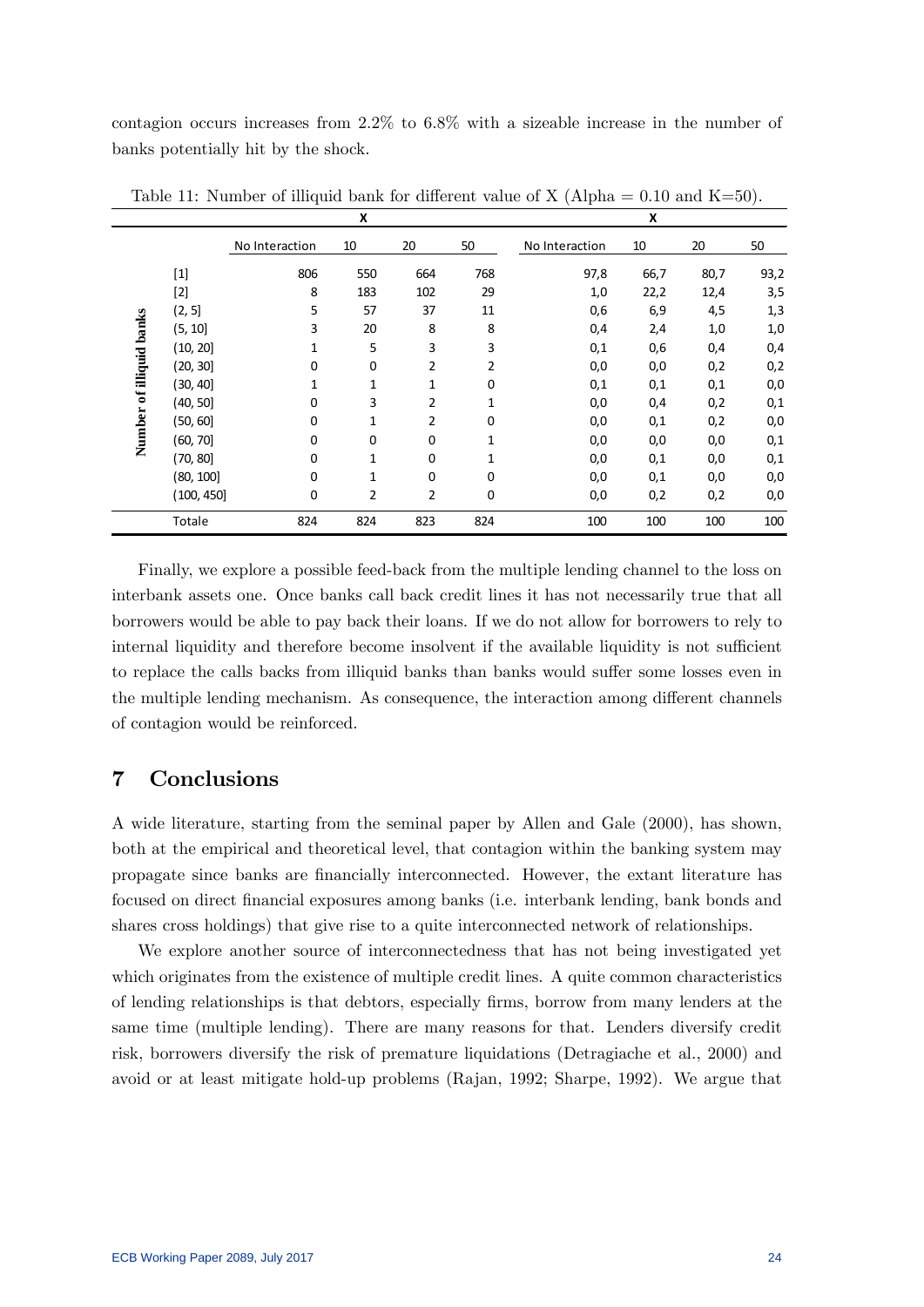contagion occurs increases from 2.2% to 6.8% with a sizeable increase in the number of banks potentially hit by the shock.

Table 11: Number of illiquid bank for different value of X (Alpha = 0.10 and K=50).

| | | | X | | | | X | | |
|---|---|---|---|---|---|---|---|---|---|
| | | No Interaction | 10 | 20 | 50 | No Interaction | 10 | 20 | 50 |
| Number of illiquid banks | [1] | 806 | 550 | 664 | 768 | 97,8 | 66,7 | 80,7 | 93,2 |
| | [2] | 8 | 183 | 102 | 29 | 1,0 | 22,2 | 12,4 | 3,5 |
| | (2, 5] | 5 | 57 | 37 | 11 | 0,6 | 6,9 | 4,5 | 1,3 |
| | (5, 10] | 3 | 20 | 8 | 8 | 0,4 | 2,4 | 1,0 | 1,0 |
| | (10, 20] | 1 | 5 | 3 | 3 | 0,1 | 0,6 | 0,4 | 0,4 |
| | (20, 30] | 0 | 0 | 2 | 2 | 0,0 | 0,0 | 0,2 | 0,2 |
| | (30, 40] | 1 | 1 | 1 | 0 | 0,1 | 0,1 | 0,1 | 0,0 |
| | (40, 50] | 0 | 3 | 2 | 1 | 0,0 | 0,4 | 0,2 | 0,1 |
| | (50, 60] | 0 | 1 | 2 | 0 | 0,0 | 0,1 | 0,2 | 0,0 |
| | (60, 70] | 0 | 0 | 0 | 1 | 0,0 | 0,0 | 0,0 | 0,1 |
| | (70, 80] | 0 | 1 | 0 | 1 | 0,0 | 0,1 | 0,0 | 0,1 |
| | (80, 100] | 0 | 1 | 0 | 0 | 0,0 | 0,1 | 0,0 | 0,0 |
| | (100, 450] | 0 | 2 | 2 | 0 | 0,0 | 0,2 | 0,2 | 0,0 |
| | Totale | 824 | 824 | 823 | 824 | 100 | 100 | 100 | 100 |

Finally, we explore a possible feed-back from the multiple lending channel to the loss on interbank assets one. Once banks call back credit lines it has not necessarily true that all borrowers would be able to pay back their loans. If we do not allow for borrowers to rely to internal liquidity and therefore become insolvent if the available liquidity is not sufficient to replace the calls backs from illiquid banks than banks would suffer some losses even in the multiple lending mechanism. As consequence, the interaction among different channels of contagion would be reinforced.

## 7 Conclusions

A wide literature, starting from the seminal paper by Allen and Gale (2000), has shown, both at the empirical and theoretical level, that contagion within the banking system may propagate since banks are financially interconnected. However, the extant literature has focused on direct financial exposures among banks (i.e. interbank lending, bank bonds and shares cross holdings) that give rise to a quite interconnected network of relationships.

We explore another source of interconnectedness that has not being investigated yet which originates from the existence of multiple credit lines. A quite common characteristics of lending relationships is that debtors, especially firms, borrow from many lenders at the same time (multiple lending). There are many reasons for that. Lenders diversify credit risk, borrowers diversify the risk of premature liquidations (Detragiache et al., 2000) and avoid or at least mitigate hold-up problems (Rajan, 1992; Sharpe, 1992). We argue that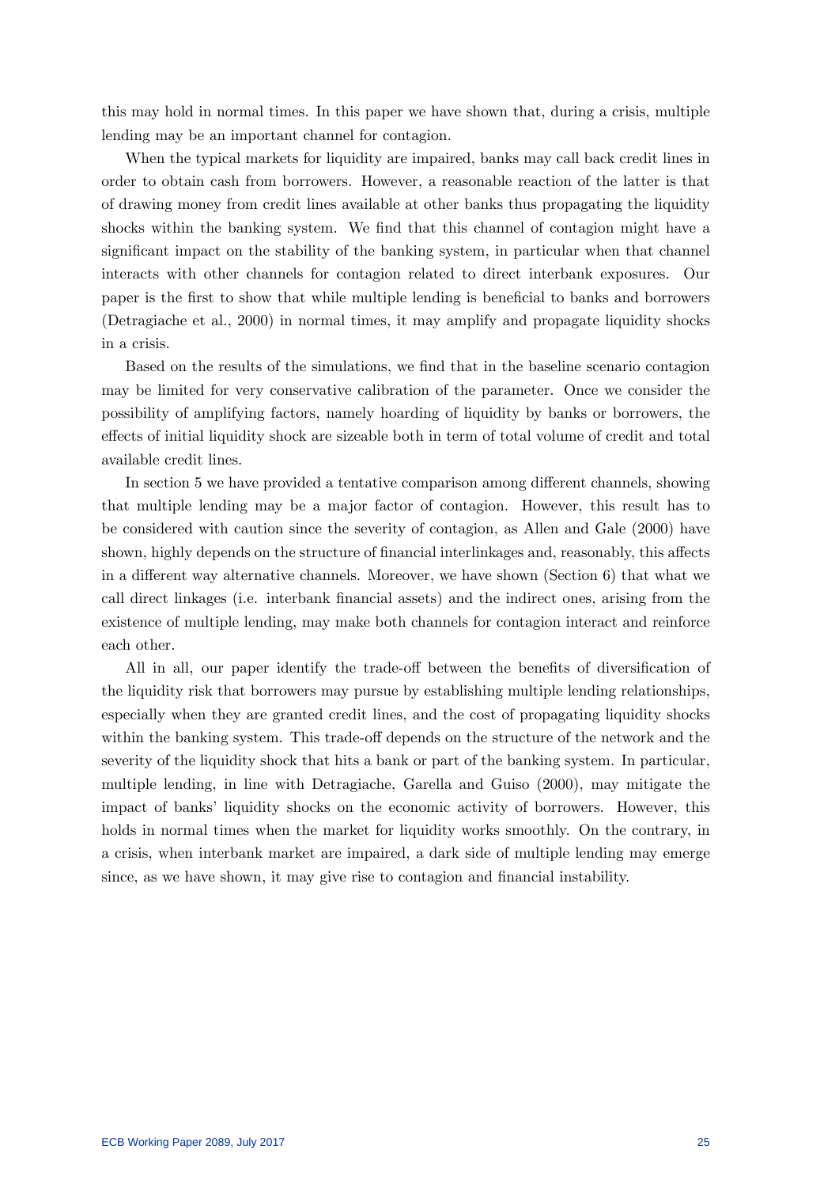this may hold in normal times. In this paper we have shown that, during a crisis, multiple lending may be an important channel for contagion.

When the typical markets for liquidity are impaired, banks may call back credit lines in order to obtain cash from borrowers. However, a reasonable reaction of the latter is that of drawing money from credit lines available at other banks thus propagating the liquidity shocks within the banking system. We find that this channel of contagion might have a significant impact on the stability of the banking system, in particular when that channel interacts with other channels for contagion related to direct interbank exposures. Our paper is the first to show that while multiple lending is beneficial to banks and borrowers (Detragiache et al., 2000) in normal times, it may amplify and propagate liquidity shocks in a crisis.

Based on the results of the simulations, we find that in the baseline scenario contagion may be limited for very conservative calibration of the parameter. Once we consider the possibility of amplifying factors, namely hoarding of liquidity by banks or borrowers, the effects of initial liquidity shock are sizeable both in term of total volume of credit and total available credit lines.

In section 5 we have provided a tentative comparison among different channels, showing that multiple lending may be a major factor of contagion. However, this result has to be considered with caution since the severity of contagion, as Allen and Gale (2000) have shown, highly depends on the structure of financial interlinkages and, reasonably, this affects in a different way alternative channels. Moreover, we have shown (Section 6) that what we call direct linkages (i.e. interbank financial assets) and the indirect ones, arising from the existence of multiple lending, may make both channels for contagion interact and reinforce each other.

All in all, our paper identify the trade-off between the benefits of diversification of the liquidity risk that borrowers may pursue by establishing multiple lending relationships, especially when they are granted credit lines, and the cost of propagating liquidity shocks within the banking system. This trade-off depends on the structure of the network and the severity of the liquidity shock that hits a bank or part of the banking system. In particular, multiple lending, in line with Detragiache, Garella and Guiso (2000), may mitigate the impact of banks' liquidity shocks on the economic activity of borrowers. However, this holds in normal times when the market for liquidity works smoothly. On the contrary, in a crisis, when interbank market are impaired, a dark side of multiple lending may emerge since, as we have shown, it may give rise to contagion and financial instability.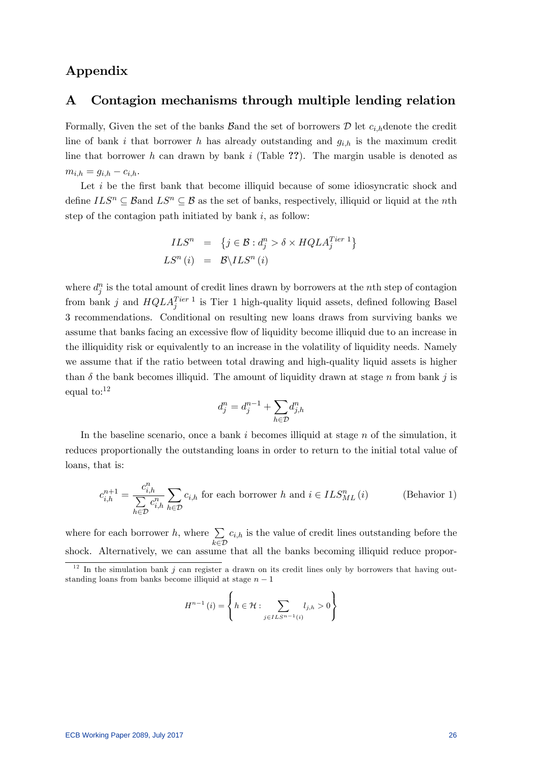# Appendix

## A Contagion mechanisms through multiple lending relation

Formally, Given the set of the banks $\mathcal{B}$and the set of borrowers $\mathcal{D}$ let $c_{i,h}$denote the credit line of bank $i$ that borrower $h$ has already outstanding and $g_{i,h}$ is the maximum credit line that borrower $h$ can drawn by bank $i$ (Table ??). The margin usable is denoted as $m_{i,h} = g_{i,h} - c_{i,h}$.

Let $i$ be the first bank that become illiquid because of some idiosyncratic shock and define $ILS^n \subseteq \mathcal{B}$and $LS^n \subseteq \mathcal{B}$ as the set of banks, respectively, illiquid or liquid at the $n$th step of the contagion path initiated by bank $i$, as follow:

$$
\begin{aligned}
ILS^n &= \left\{ j \in \mathcal{B} : d_j^n > \delta \times HQLA_j^{Tier\ 1} \right\} \\
LS^n(i) &= \mathcal{B} \backslash ILS^n(i)
\end{aligned}
$$

where $d_j^n$ is the total amount of credit lines drawn by borrowers at the $n$th step of contagion from bank $j$ and $HQLA_j^{Tier\ 1}$ is Tier 1 high-quality liquid assets, defined following Basel 3 recommendations. Conditional on resulting new loans draws from surviving banks we assume that banks facing an excessive flow of liquidity become illiquid due to an increase in the illiquidity risk or equivalently to an increase in the volatility of liquidity needs. Namely we assume that if the ratio between total drawing and high-quality liquid assets is higher than $\delta$ the bank becomes illiquid. The amount of liquidity drawn at stage $n$ from bank $j$ is equal to:[12]

$$
d_j^n = d_j^{n-1} + \sum_{h \in \mathcal{D}} d_{j,h}^n
$$

In the baseline scenario, once a bank $i$ becomes illiquid at stage $n$ of the simulation, it reduces proportionally the outstanding loans in order to return to the initial total value of loans, that is:

$$
c_{i,h}^{n+1} = \frac{c_{i,h}^n}{\sum\limits_{h \in \mathcal{D}} c_{i,h}^n} \sum_{h \in \mathcal{D}} c_{i,h} \text{ for each borrower } h \text{ and } i \in ILS_{ML}^n(i) \qquad \text{(Behavior 1)}
$$

where for each borrower $h$, where $\sum\limits_{k \in \mathcal{D}} c_{i,h}$ is the value of credit lines outstanding before the shock. Alternatively, we can assume that all the banks becoming illiquid reduce propor-

[12] In the simulation bank $j$ can register a drawn on its credit lines only by borrowers that having outstanding loans from banks become illiquid at stage $n-1$

$$
H^{n-1}(i) = \left\{ h \in \mathcal{H} : \sum_{j \in ILS^{n-1}(i)} l_{j,h} > 0 \right\}
$$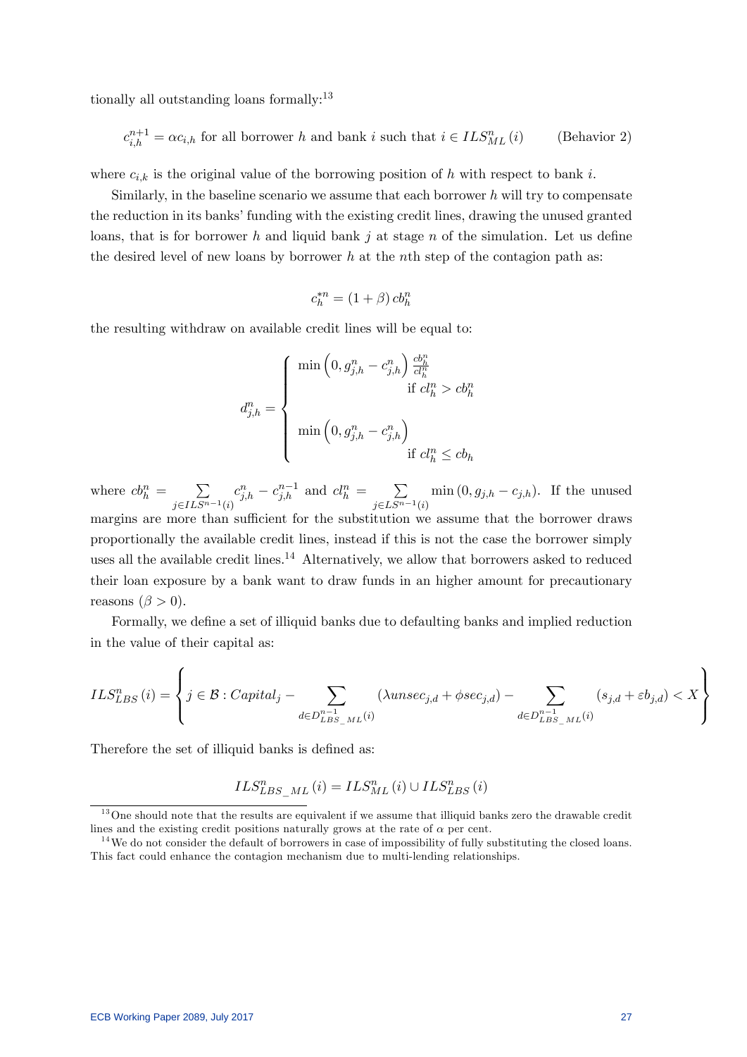tionally all outstanding loans formally:[13]

$$c_{i,h}^{n+1} = \alpha c_{i,h} \text{ for all borrower } h \text{ and bank } i \text{ such that } i \in ILS_{ML}^{n}(i) \qquad \text{(Behavior 2)}$$

where $c_{i,k}$ is the original value of the borrowing position of $h$ with respect to bank $i$.

Similarly, in the baseline scenario we assume that each borrower $h$ will try to compensate the reduction in its banks' funding with the existing credit lines, drawing the unused granted loans, that is for borrower $h$ and liquid bank $j$ at stage $n$ of the simulation. Let us define the desired level of new loans by borrower $h$ at the $n$th step of the contagion path as:

$$c_h^{*n} = (1+\beta)\, cb_h^n$$

the resulting withdraw on available credit lines will be equal to:

$$d_{j,h}^{n} = \begin{cases} \min\left(0, g_{j,h}^{n} - c_{j,h}^{n}\right) \frac{cb_h^n}{cl_h^n} & \text{if } cl_h^n > cb_h^n \\ \\ \min\left(0, g_{j,h}^{n} - c_{j,h}^{n}\right) & \text{if } cl_h^n \leq cb_h \end{cases}$$

where $cb_h^n = \sum_{j \in ILS^{n-1}(i)} c_{j,h}^n - c_{j,h}^{n-1}$ and $cl_h^n = \sum_{j \in LS^{n-1}(i)} \min\left(0, g_{j,h} - c_{j,h}\right)$. If the unused margins are more than sufficient for the substitution we assume that the borrower draws proportionally the available credit lines, instead if this is not the case the borrower simply uses all the available credit lines.[14] Alternatively, we allow that borrowers asked to reduced their loan exposure by a bank want to draw funds in an higher amount for precautionary reasons ($\beta > 0$).

Formally, we define a set of illiquid banks due to defaulting banks and implied reduction in the value of their capital as:

$$ILS_{LBS}^{n}(i) = \left\{ j \in \mathcal{B} : Capital_j - \sum_{d \in D_{LBS\_ML}^{n-1}(i)} \left(\lambda unsec_{j,d} + \phi sec_{j,d}\right) - \sum_{d \in D_{LBS\_ML}^{n-1}(i)} \left(s_{j,d} + \varepsilon b_{j,d}\right) < X \right\}$$

Therefore the set of illiquid banks is defined as:

$$ILS_{LBS\_ML}^{n}(i) = ILS_{ML}^{n}(i) \cup ILS_{LBS}^{n}(i)$$

---

[13] One should note that the results are equivalent if we assume that illiquid banks zero the drawable credit lines and the existing credit positions naturally grows at the rate of $\alpha$ per cent.

[14] We do not consider the default of borrowers in case of impossibility of fully substituting the closed loans. This fact could enhance the contagion mechanism due to multi-lending relationships.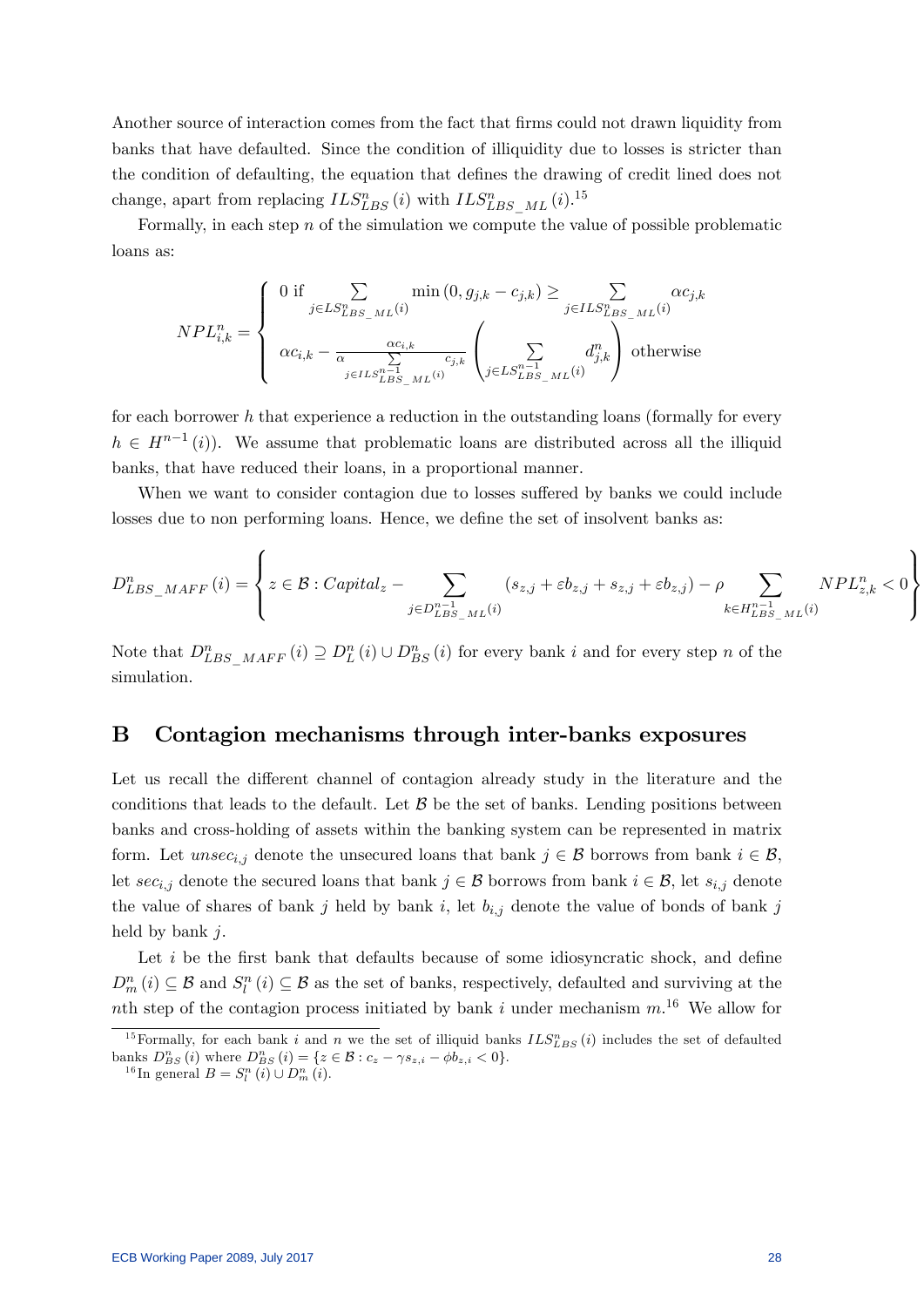Another source of interaction comes from the fact that firms could not drawn liquidity from banks that have defaulted. Since the condition of illiquidity due to losses is stricter than the condition of defaulting, the equation that defines the drawing of credit lined does not change, apart from replacing $ILS^n_{LBS}(i)$ with $ILS^n_{LBS\_ML}(i)$.[15]

Formally, in each step $n$ of the simulation we compute the value of possible problematic loans as:

$$NPL^n_{i,k} = \begin{cases} 0 \text{ if } \sum\limits_{j \in LS^n_{LBS\_ML}(i)} \min(0, g_{j,k} - c_{j,k}) \geq \sum\limits_{j \in ILS^n_{LBS\_ML}(i)} \alpha c_{j,k} \\ \alpha c_{i,k} - \frac{\alpha c_{i,k}}{\alpha \sum\limits_{j \in ILS^{n-1}_{LBS\_ML}(i)} c_{j,k}} \left( \sum\limits_{j \in LS^{n-1}_{LBS\_ML}(i)} d^n_{j,k} \right) \text{ otherwise} \end{cases}$$

for each borrower $h$ that experience a reduction in the outstanding loans (formally for every $h \in H^{n-1}(i)$). We assume that problematic loans are distributed across all the illiquid banks, that have reduced their loans, in a proportional manner.

When we want to consider contagion due to losses suffered by banks we could include losses due to non performing loans. Hence, we define the set of insolvent banks as:

$$D^n_{LBS\_MAFF}(i) = \left\{ z \in \mathcal{B} : Capital_z - \sum_{j \in D^{n-1}_{LBS\_ML}(i)} (s_{z,j} + \varepsilon b_{z,j} + s_{z,j} + \varepsilon b_{z,j}) - \rho \sum_{k \in H^{n-1}_{LBS\_ML}(i)} NPL^n_{z,k} < 0 \right\}$$

Note that $D^n_{LBS\_MAFF}(i) \supseteq D^n_L(i) \cup D^n_{BS}(i)$ for every bank $i$ and for every step $n$ of the simulation.

## B Contagion mechanisms through inter-banks exposures

Let us recall the different channel of contagion already study in the literature and the conditions that leads to the default. Let $\mathcal{B}$ be the set of banks. Lending positions between banks and cross-holding of assets within the banking system can be represented in matrix form. Let $unsec_{i,j}$ denote the unsecured loans that bank $j \in \mathcal{B}$ borrows from bank $i \in \mathcal{B}$, let $sec_{i,j}$ denote the secured loans that bank $j \in \mathcal{B}$ borrows from bank $i \in \mathcal{B}$, let $s_{i,j}$ denote the value of shares of bank $j$ held by bank $i$, let $b_{i,j}$ denote the value of bonds of bank $j$ held by bank $j$.

Let $i$ be the first bank that defaults because of some idiosyncratic shock, and define $D^n_m(i) \subseteq \mathcal{B}$ and $S^n_l(i) \subseteq \mathcal{B}$ as the set of banks, respectively, defaulted and surviving at the $n$th step of the contagion process initiated by bank $i$ under mechanism $m$.[16] We allow for

[15] Formally, for each bank $i$ and $n$ we the set of illiquid banks $ILS^n_{LBS}(i)$ includes the set of defaulted banks $D^n_{BS}(i)$ where $D^n_{BS}(i) = \{z \in \mathcal{B} : c_z - \gamma s_{z,i} - \phi b_{z,i} < 0\}$.

[16] In general $B = S^n_l(i) \cup D^n_m(i)$.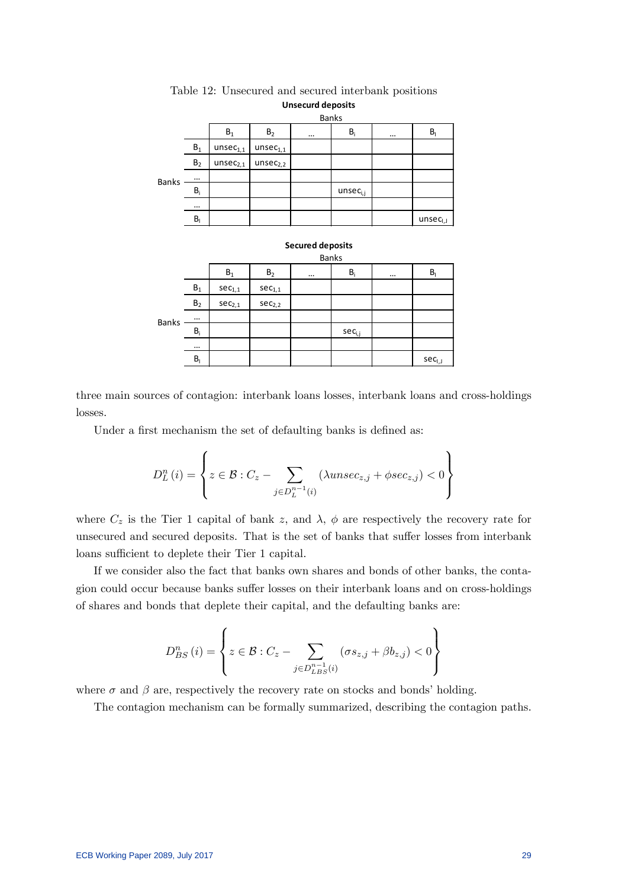Table 12: Unsecured and secured interbank positions

**Unsecurd deposits**

| | Banks | | | | | |
|---|---|---|---|---|---|---|
| **Banks** | $B_1$ | $B_2$ | ... | $B_j$ | ... | $B_J$ |
| $B_1$ | $unsec_{1,1}$ | $unsec_{1,1}$ | | | | |
| $B_2$ | $unsec_{2,1}$ | $unsec_{2,2}$ | | | | |
| ... | | | | | | |
| $B_i$ | | | | $unsec_{i,j}$ | | |
| ... | | | | | | |
| $B_I$ | | | | | | $unsec_{I,J}$ |

**Secured deposits**

| | Banks | | | | | |
|---|---|---|---|---|---|---|
| **Banks** | $B_1$ | $B_2$ | ... | $B_j$ | ... | $B_J$ |
| $B_1$ | $sec_{1,1}$ | $sec_{1,1}$ | | | | |
| $B_2$ | $sec_{2,1}$ | $sec_{2,2}$ | | | | |
| ... | | | | | | |
| $B_i$ | | | | $sec_{i,j}$ | | |
| ... | | | | | | |
| $B_I$ | | | | | | $sec_{I,J}$ |

three main sources of contagion: interbank loans losses, interbank loans and cross-holdings losses.

Under a first mechanism the set of defaulting banks is defined as:

$$D_L^n(i) = \left\{ z \in \mathcal{B} : C_z - \sum_{j \in D_L^{n-1}(i)} (\lambda unsec_{z,j} + \phi sec_{z,j}) < 0 \right\}$$

where $C_z$ is the Tier 1 capital of bank $z$, and $\lambda$, $\phi$ are respectively the recovery rate for unsecured and secured deposits. That is the set of banks that suffer losses from interbank loans sufficient to deplete their Tier 1 capital.

If we consider also the fact that banks own shares and bonds of other banks, the contagion could occur because banks suffer losses on their interbank loans and on cross-holdings of shares and bonds that deplete their capital, and the defaulting banks are:

$$D_{BS}^n(i) = \left\{ z \in \mathcal{B} : C_z - \sum_{j \in D_{LBS}^{n-1}(i)} (\sigma s_{z,j} + \beta b_{z,j}) < 0 \right\}$$

where $\sigma$ and $\beta$ are, respectively the recovery rate on stocks and bonds' holding.

The contagion mechanism can be formally summarized, describing the contagion paths.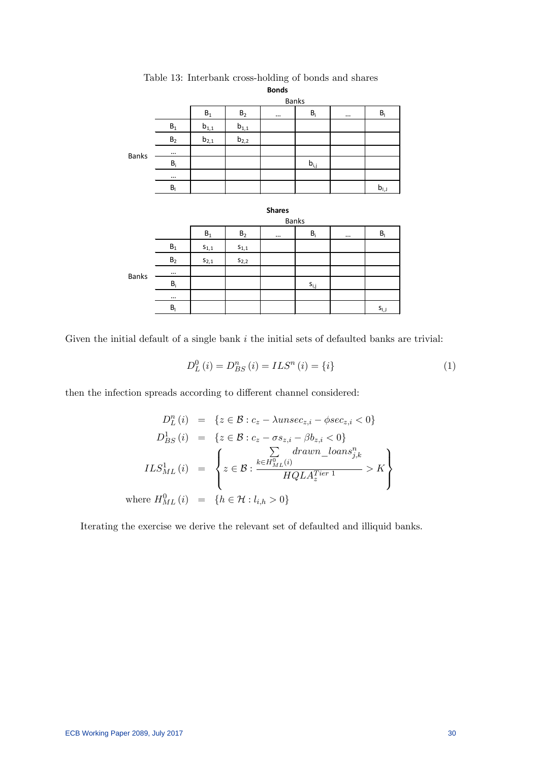Table 13: Interbank cross-holding of bonds and shares

**Bonds**

| | | Banks | | | | | |
|---|---|---|---|---|---|---|---|
| | | $B_1$ | $B_2$ | ... | $B_i$ | ... | $B_I$ |
| Banks | $B_1$ | $b_{1,1}$ | $b_{1,1}$ | | | | |
| | $B_2$ | $b_{2,1}$ | $b_{2,2}$ | | | | |
| | ... | | | | | | |
| | $B_i$ | | | | $b_{i,j}$ | | |
| | ... | | | | | | |
| | $B_I$ | | | | | | $b_{I,J}$ |

**Shares**

| | | Banks | | | | | |
|---|---|---|---|---|---|---|---|
| | | $B_1$ | $B_2$ | ... | $B_i$ | ... | $B_I$ |
| Banks | $B_1$ | $s_{1,1}$ | $s_{1,1}$ | | | | |
| | $B_2$ | $s_{2,1}$ | $s_{2,2}$ | | | | |
| | ... | | | | | | |
| | $B_i$ | | | | $s_{i,j}$ | | |
| | ... | | | | | | |
| | $B_I$ | | | | | | $s_{I,J}$ |

Given the initial default of a single bank $i$ the initial sets of defaulted banks are trivial:

$$D_L^0(i) = D_{BS}^n(i) = ILS^n(i) = \{i\} \tag{1}$$

then the infection spreads according to different channel considered:

$$\begin{aligned}
D_L^n(i) &= \{z \in \mathcal{B} : c_z - \lambda unsec_{z,i} - \phi sec_{z,i} < 0\} \\
D_{BS}^1(i) &= \{z \in \mathcal{B} : c_z - \sigma s_{z,i} - \beta b_{z,i} < 0\} \\
ILS_{ML}^1(i) &= \left\{ z \in \mathcal{B} : \frac{\sum\limits_{k \in H_{ML}^0(i)} drawn\_loans_{j,k}^n}{HQLA_z^{Tier\ 1}} > K \right\} \\
\text{where } H_{ML}^0(i) &= \{h \in \mathcal{H} : l_{i,h} > 0\}
\end{aligned}$$

Iterating the exercise we derive the relevant set of defaulted and illiquid banks.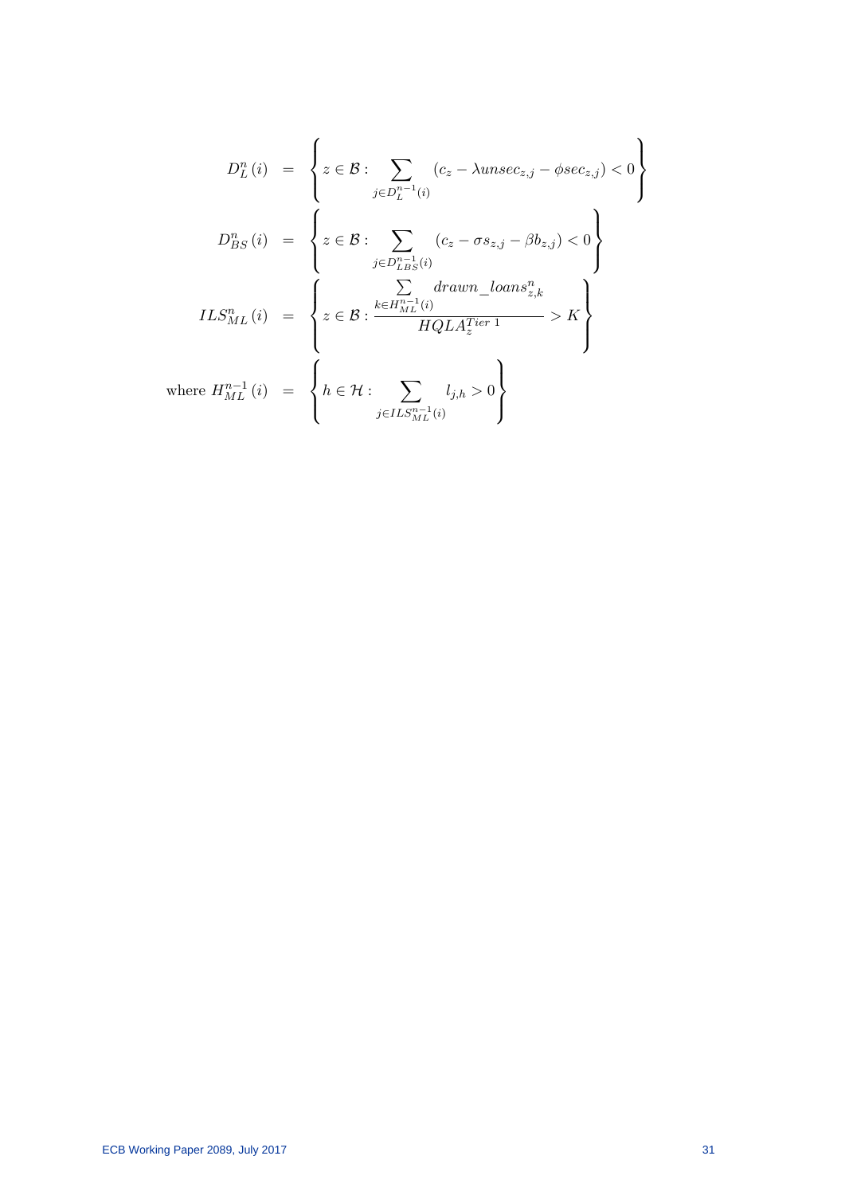$$
\begin{aligned}
D_L^n(i) &= \left\{ z \in \mathcal{B} : \sum_{j \in D_L^{n-1}(i)} \left( c_z - \lambda unsec_{z,j} - \phi sec_{z,j} \right) < 0 \right\} \\
D_{BS}^n(i) &= \left\{ z \in \mathcal{B} : \sum_{j \in D_{LBS}^{n-1}(i)} \left( c_z - \sigma s_{z,j} - \beta b_{z,j} \right) < 0 \right\} \\
ILS_{ML}^n(i) &= \left\{ z \in \mathcal{B} : \frac{\sum\limits_{k \in H_{ML}^{n-1}(i)} drawn\_loans_{z,k}^n}{HQLA_z^{Tier\ 1}} > K \right\} \\
\text{where } H_{ML}^{n-1}(i) &= \left\{ h \in \mathcal{H} : \sum_{j \in ILS_{ML}^{n-1}(i)} l_{j,h} > 0 \right\}
\end{aligned}
$$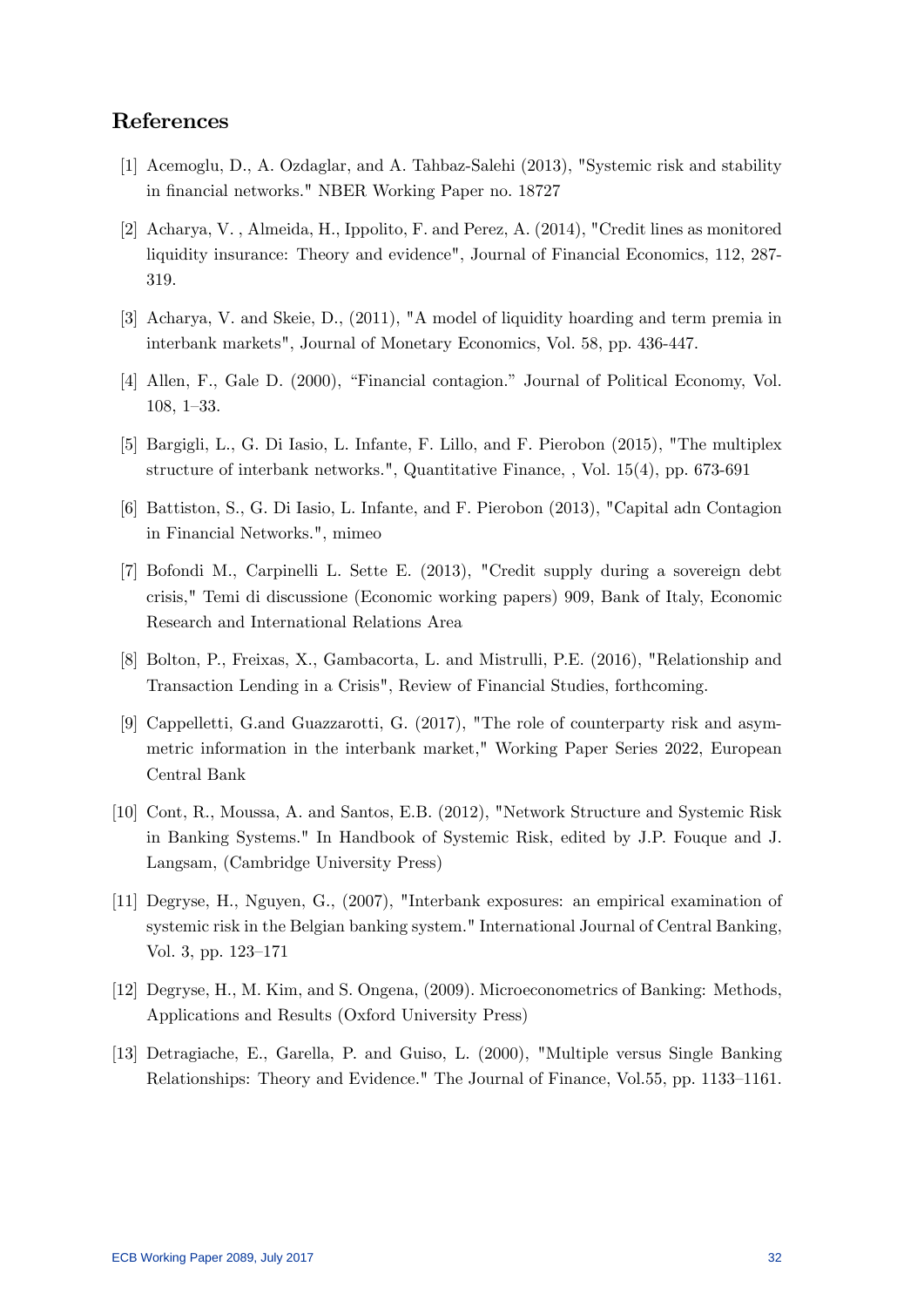## References

[1] Acemoglu, D., A. Ozdaglar, and A. Tahbaz-Salehi (2013), "Systemic risk and stability in financial networks." NBER Working Paper no. 18727

[2] Acharya, V. , Almeida, H., Ippolito, F. and Perez, A. (2014), "Credit lines as monitored liquidity insurance: Theory and evidence", Journal of Financial Economics, 112, 287-319.

[3] Acharya, V. and Skeie, D., (2011), "A model of liquidity hoarding and term premia in interbank markets", Journal of Monetary Economics, Vol. 58, pp. 436-447.

[4] Allen, F., Gale D. (2000), "Financial contagion." Journal of Political Economy, Vol. 108, 1–33.

[5] Bargigli, L., G. Di Iasio, L. Infante, F. Lillo, and F. Pierobon (2015), "The multiplex structure of interbank networks.", Quantitative Finance, , Vol. 15(4), pp. 673-691

[6] Battiston, S., G. Di Iasio, L. Infante, and F. Pierobon (2013), "Capital adn Contagion in Financial Networks.", mimeo

[7] Bofondi M., Carpinelli L. Sette E. (2013), "Credit supply during a sovereign debt crisis," Temi di discussione (Economic working papers) 909, Bank of Italy, Economic Research and International Relations Area

[8] Bolton, P., Freixas, X., Gambacorta, L. and Mistrulli, P.E. (2016), "Relationship and Transaction Lending in a Crisis", Review of Financial Studies, forthcoming.

[9] Cappelletti, G.and Guazzarotti, G. (2017), "The role of counterparty risk and asymmetric information in the interbank market," Working Paper Series 2022, European Central Bank

[10] Cont, R., Moussa, A. and Santos, E.B. (2012), "Network Structure and Systemic Risk in Banking Systems." In Handbook of Systemic Risk, edited by J.P. Fouque and J. Langsam, (Cambridge University Press)

[11] Degryse, H., Nguyen, G., (2007), "Interbank exposures: an empirical examination of systemic risk in the Belgian banking system." International Journal of Central Banking, Vol. 3, pp. 123–171

[12] Degryse, H., M. Kim, and S. Ongena, (2009). Microeconometrics of Banking: Methods, Applications and Results (Oxford University Press)

[13] Detragiache, E., Garella, P. and Guiso, L. (2000), "Multiple versus Single Banking Relationships: Theory and Evidence." The Journal of Finance, Vol.55, pp. 1133–1161.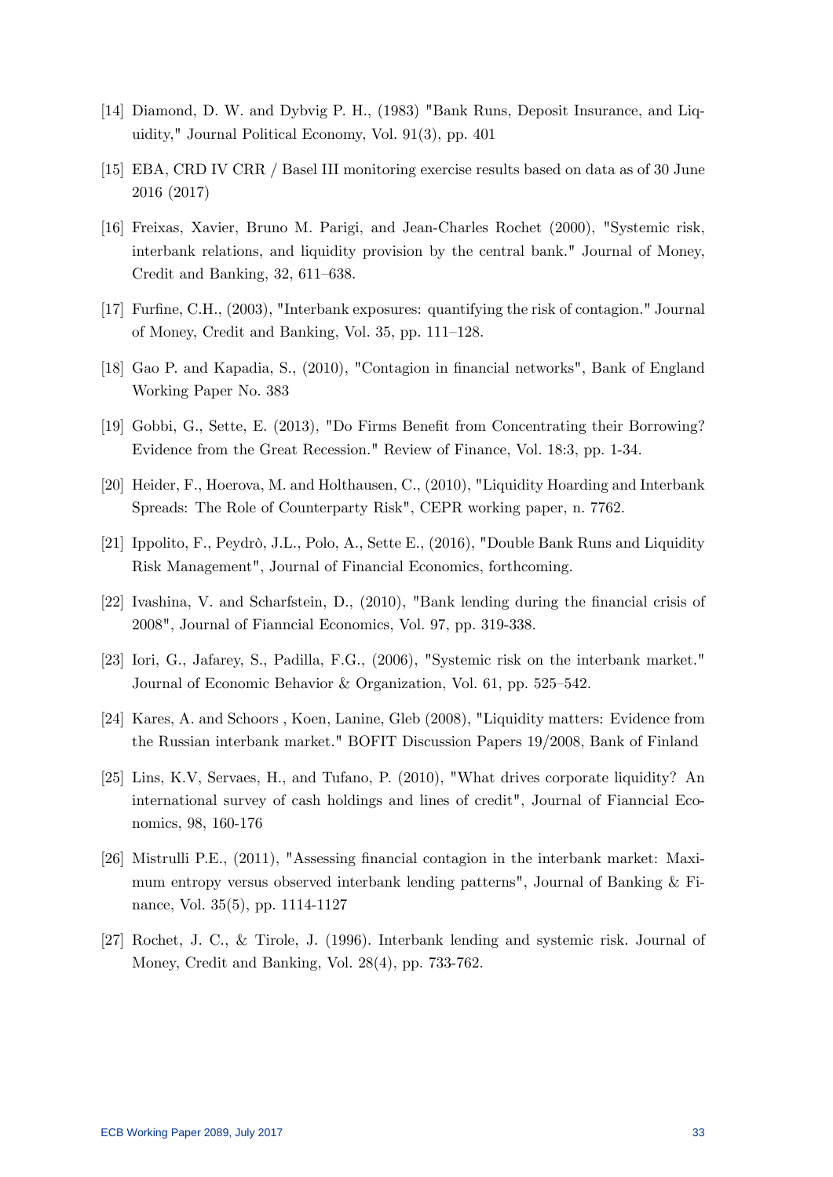[14] Diamond, D. W. and Dybvig P. H., (1983) "Bank Runs, Deposit Insurance, and Liquidity," Journal Political Economy, Vol. 91(3), pp. 401

[15] EBA, CRD IV CRR / Basel III monitoring exercise results based on data as of 30 June 2016 (2017)

[16] Freixas, Xavier, Bruno M. Parigi, and Jean-Charles Rochet (2000), "Systemic risk, interbank relations, and liquidity provision by the central bank." Journal of Money, Credit and Banking, 32, 611–638.

[17] Furfine, C.H., (2003), "Interbank exposures: quantifying the risk of contagion." Journal of Money, Credit and Banking, Vol. 35, pp. 111–128.

[18] Gao P. and Kapadia, S., (2010), "Contagion in financial networks", Bank of England Working Paper No. 383

[19] Gobbi, G., Sette, E. (2013), "Do Firms Benefit from Concentrating their Borrowing? Evidence from the Great Recession." Review of Finance, Vol. 18:3, pp. 1-34.

[20] Heider, F., Hoerova, M. and Holthausen, C., (2010), "Liquidity Hoarding and Interbank Spreads: The Role of Counterparty Risk", CEPR working paper, n. 7762.

[21] Ippolito, F., Peydrò, J.L., Polo, A., Sette E., (2016), "Double Bank Runs and Liquidity Risk Management", Journal of Financial Economics, forthcoming.

[22] Ivashina, V. and Scharfstein, D., (2010), "Bank lending during the financial crisis of 2008", Journal of Fianncial Economics, Vol. 97, pp. 319-338.

[23] Iori, G., Jafarey, S., Padilla, F.G., (2006), "Systemic risk on the interbank market." Journal of Economic Behavior & Organization, Vol. 61, pp. 525–542.

[24] Kares, A. and Schoors , Koen, Lanine, Gleb (2008), "Liquidity matters: Evidence from the Russian interbank market." BOFIT Discussion Papers 19/2008, Bank of Finland

[25] Lins, K.V, Servaes, H., and Tufano, P. (2010), "What drives corporate liquidity? An international survey of cash holdings and lines of credit", Journal of Fianncial Economics, 98, 160-176

[26] Mistrulli P.E., (2011), "Assessing financial contagion in the interbank market: Maximum entropy versus observed interbank lending patterns", Journal of Banking & Finance, Vol. 35(5), pp. 1114-1127

[27] Rochet, J. C., & Tirole, J. (1996). Interbank lending and systemic risk. Journal of Money, Credit and Banking, Vol. 28(4), pp. 733-762.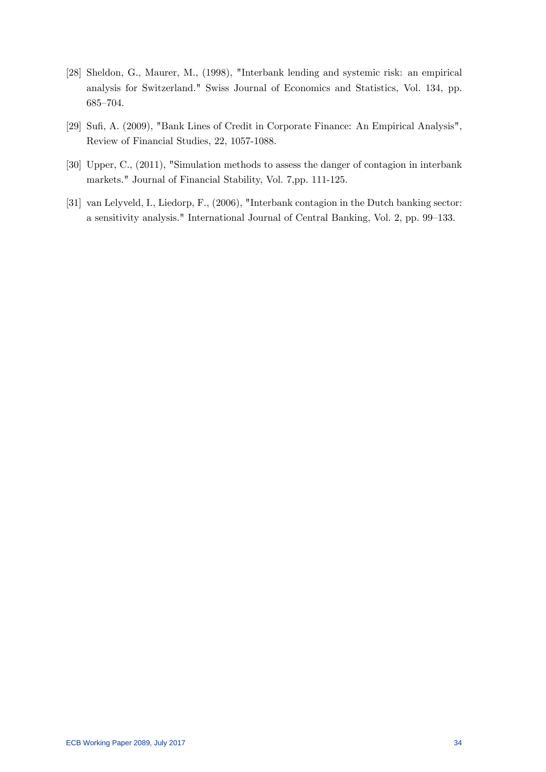[28] Sheldon, G., Maurer, M., (1998), "Interbank lending and systemic risk: an empirical analysis for Switzerland." Swiss Journal of Economics and Statistics, Vol. 134, pp. 685–704.

[29] Sufi, A. (2009), "Bank Lines of Credit in Corporate Finance: An Empirical Analysis", Review of Financial Studies, 22, 1057-1088.

[30] Upper, C., (2011), "Simulation methods to assess the danger of contagion in interbank markets." Journal of Financial Stability, Vol. 7,pp. 111-125.

[31] van Lelyveld, I., Liedorp, F., (2006), "Interbank contagion in the Dutch banking sector: a sensitivity analysis." International Journal of Central Banking, Vol. 2, pp. 99–133.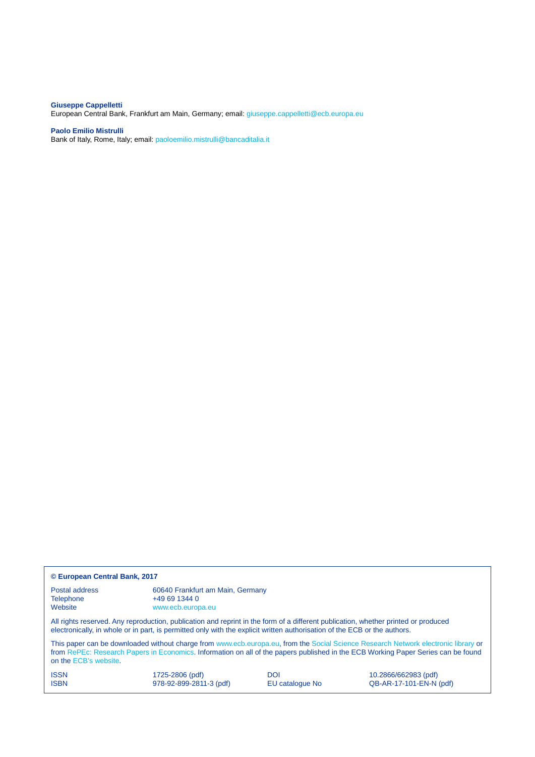**Giuseppe Cappelletti**
European Central Bank, Frankfurt am Main, Germany; email: giuseppe.cappelletti@ecb.europa.eu

**Paolo Emilio Mistrulli**
Bank of Italy, Rome, Italy; email: paoloemilio.mistrulli@bancaditalia.it

**© European Central Bank, 2017**

| | |
|---|---|
| Postal address | 60640 Frankfurt am Main, Germany |
| Telephone | +49 69 1344 0 |
| Website | www.ecb.europa.eu |

All rights reserved. Any reproduction, publication and reprint in the form of a different publication, whether printed or produced electronically, in whole or in part, is permitted only with the explicit written authorisation of the ECB or the authors.

This paper can be downloaded without charge from www.ecb.europa.eu, from the Social Science Research Network electronic library or from RePEc: Research Papers in Economics. Information on all of the papers published in the ECB Working Paper Series can be found on the ECB's website.

| | | | |
|---|---|---|---|
| ISSN | 1725-2806 (pdf) | DOI | 10.2866/662983 (pdf) |
| ISBN | 978-92-899-2811-3 (pdf) | EU catalogue No | QB-AR-17-101-EN-N (pdf) |